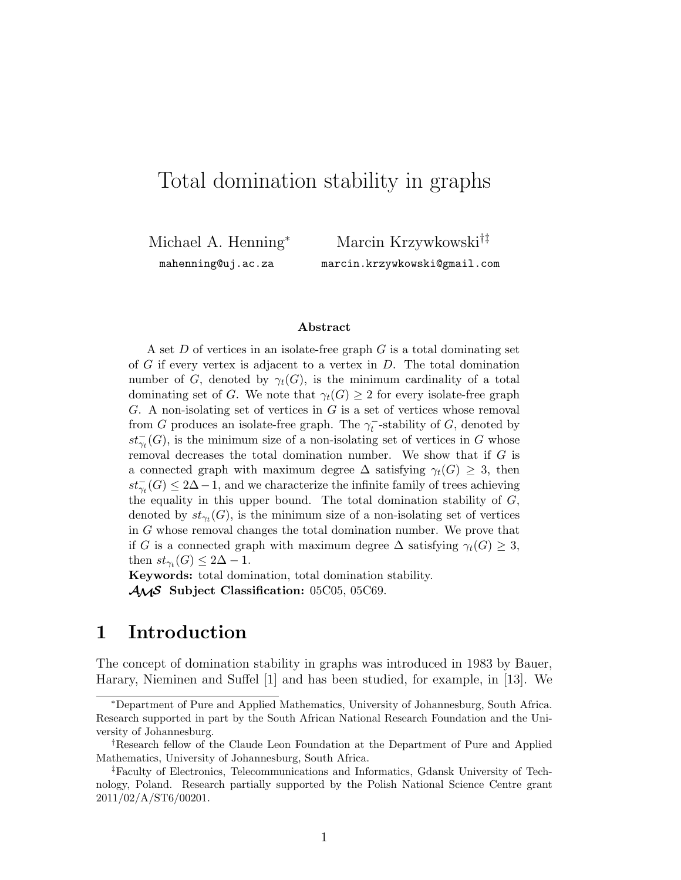# Total domination stability in graphs

Michael A. Henning[*]  
mahenning@uj.ac.za

Marcin Krzywkowski[†‡]  
marcin.krzywkowski@gmail.com

### Abstract

A set $D$ of vertices in an isolate-free graph $G$ is a total dominating set of $G$ if every vertex is adjacent to a vertex in $D$. The total domination number of $G$, denoted by $\gamma_t(G)$, is the minimum cardinality of a total dominating set of $G$. We note that $\gamma_t(G) \geq 2$ for every isolate-free graph $G$. A non-isolating set of vertices in $G$ is a set of vertices whose removal from $G$ produces an isolate-free graph. The $\gamma_t^-$-stability of $G$, denoted by $st_{\gamma_t}^-(G)$, is the minimum size of a non-isolating set of vertices in $G$ whose removal decreases the total domination number. We show that if $G$ is a connected graph with maximum degree $\Delta$ satisfying $\gamma_t(G) \geq 3$, then $st_{\gamma_t}^-(G) \leq 2\Delta - 1$, and we characterize the infinite family of trees achieving the equality in this upper bound. The total domination stability of $G$, denoted by $st_{\gamma_t}(G)$, is the minimum size of a non-isolating set of vertices in $G$ whose removal changes the total domination number. We prove that if $G$ is a connected graph with maximum degree $\Delta$ satisfying $\gamma_t(G) \geq 3$, then $st_{\gamma_t}(G) \leq 2\Delta - 1$.

**Keywords:** total domination, total domination stability.  
**AMS Subject Classification:** 05C05, 05C69.

## 1 Introduction

The concept of domination stability in graphs was introduced in 1983 by Bauer, Harary, Nieminen and Suffel [1] and has been studied, for example, in [13]. We

---

[*] Department of Pure and Applied Mathematics, University of Johannesburg, South Africa. Research supported in part by the South African National Research Foundation and the University of Johannesburg.

[†] Research fellow of the Claude Leon Foundation at the Department of Pure and Applied Mathematics, University of Johannesburg, South Africa.

[‡] Faculty of Electronics, Telecommunications and Informatics, Gdansk University of Technology, Poland. Research partially supported by the Polish National Science Centre grant 2011/02/A/ST6/00201.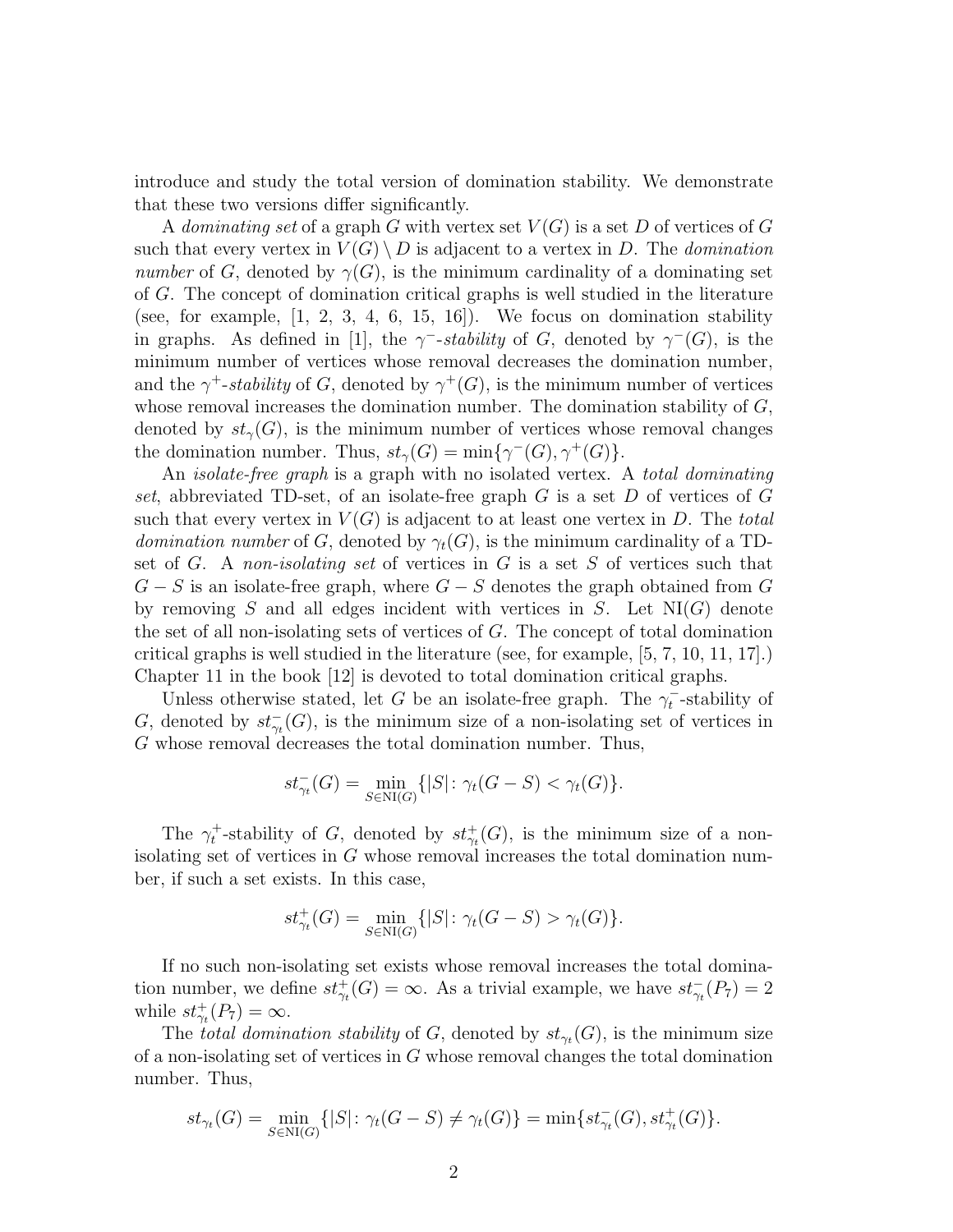introduce and study the total version of domination stability. We demonstrate that these two versions differ significantly.

A *dominating set* of a graph $G$ with vertex set $V(G)$ is a set $D$ of vertices of $G$ such that every vertex in $V(G) \setminus D$ is adjacent to a vertex in $D$. The *domination number* of $G$, denoted by $\gamma(G)$, is the minimum cardinality of a dominating set of $G$. The concept of domination critical graphs is well studied in the literature (see, for example, [1, 2, 3, 4, 6, 15, 16]). We focus on domination stability in graphs. As defined in [1], the $\gamma^-$*-stability* of $G$, denoted by $\gamma^-(G)$, is the minimum number of vertices whose removal decreases the domination number, and the $\gamma^+$*-stability* of $G$, denoted by $\gamma^+(G)$, is the minimum number of vertices whose removal increases the domination number. The domination stability of $G$, denoted by $st_\gamma(G)$, is the minimum number of vertices whose removal changes the domination number. Thus, $st_\gamma(G) = \min\{\gamma^-(G), \gamma^+(G)\}$.

An *isolate-free graph* is a graph with no isolated vertex. A *total dominating set*, abbreviated TD-set, of an isolate-free graph $G$ is a set $D$ of vertices of $G$ such that every vertex in $V(G)$ is adjacent to at least one vertex in $D$. The *total domination number* of $G$, denoted by $\gamma_t(G)$, is the minimum cardinality of a TD-set of $G$. A *non-isolating set* of vertices in $G$ is a set $S$ of vertices such that $G - S$ is an isolate-free graph, where $G - S$ denotes the graph obtained from $G$ by removing $S$ and all edges incident with vertices in $S$. Let $\mathrm{NI}(G)$ denote the set of all non-isolating sets of vertices of $G$. The concept of total domination critical graphs is well studied in the literature (see, for example, [5, 7, 10, 11, 17].) Chapter 11 in the book [12] is devoted to total domination critical graphs.

Unless otherwise stated, let $G$ be an isolate-free graph. The $\gamma_t^-$-stability of $G$, denoted by $st^-_{\gamma_t}(G)$, is the minimum size of a non-isolating set of vertices in $G$ whose removal decreases the total domination number. Thus,

$$st^-_{\gamma_t}(G) = \min_{S \in \mathrm{NI}(G)} \{|S| \colon \gamma_t(G - S) < \gamma_t(G)\}.$$

The $\gamma_t^+$-stability of $G$, denoted by $st^+_{\gamma_t}(G)$, is the minimum size of a non-isolating set of vertices in $G$ whose removal increases the total domination number, if such a set exists. In this case,

$$st^+_{\gamma_t}(G) = \min_{S \in \mathrm{NI}(G)} \{|S| \colon \gamma_t(G - S) > \gamma_t(G)\}.$$

If no such non-isolating set exists whose removal increases the total domination number, we define $st^+_{\gamma_t}(G) = \infty$. As a trivial example, we have $st^-_{\gamma_t}(P_7) = 2$ while $st^+_{\gamma_t}(P_7) = \infty$.

The *total domination stability* of $G$, denoted by $st_{\gamma_t}(G)$, is the minimum size of a non-isolating set of vertices in $G$ whose removal changes the total domination number. Thus,

$$st_{\gamma_t}(G) = \min_{S \in \mathrm{NI}(G)} \{|S| \colon \gamma_t(G - S) \neq \gamma_t(G)\} = \min\{st^-_{\gamma_t}(G), st^+_{\gamma_t}(G)\}.$$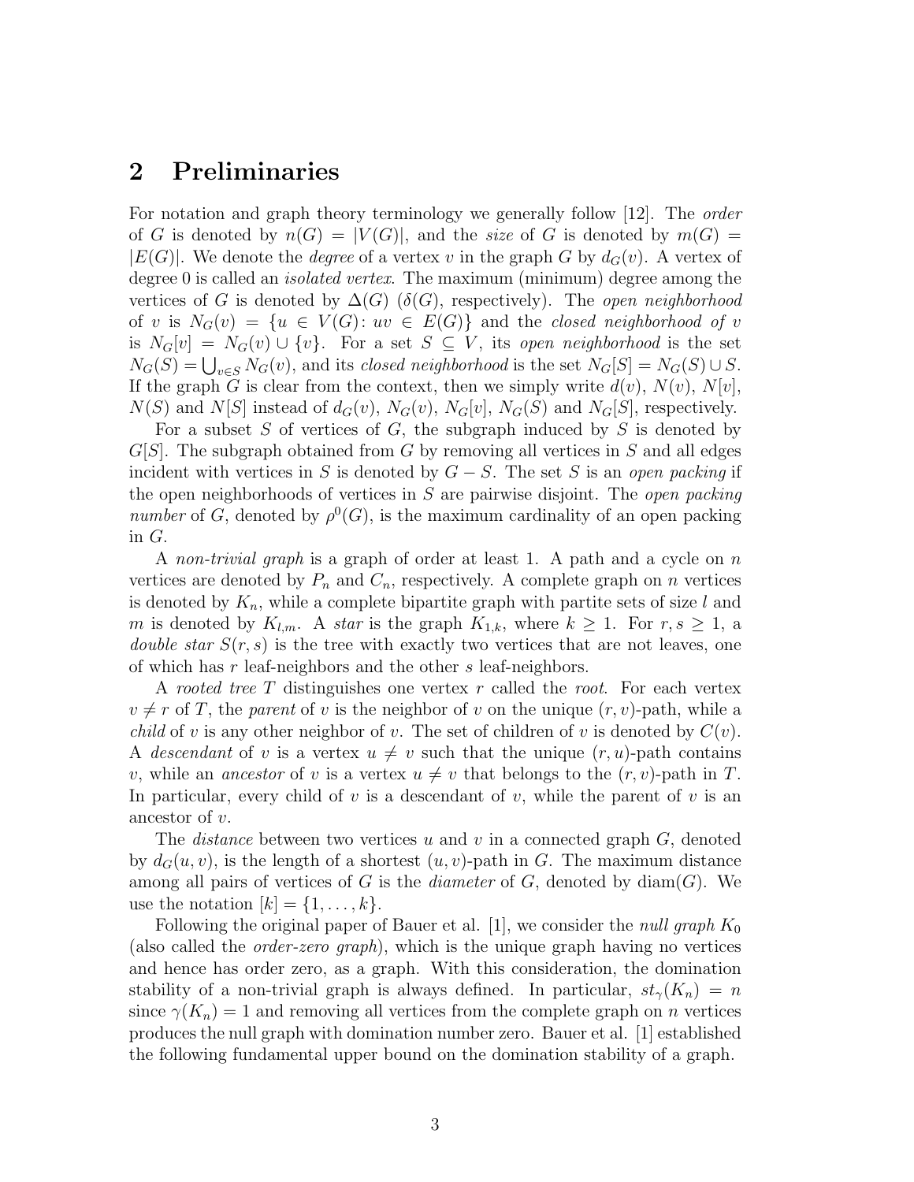## 2 Preliminaries

For notation and graph theory terminology we generally follow [12]. The *order* of $G$ is denoted by $n(G) = |V(G)|$, and the *size* of $G$ is denoted by $m(G) = |E(G)|$. We denote the *degree* of a vertex $v$ in the graph $G$ by $d_G(v)$. A vertex of degree 0 is called an *isolated vertex*. The maximum (minimum) degree among the vertices of $G$ is denoted by $\Delta(G)$ ($\delta(G)$, respectively). The *open neighborhood* of $v$ is $N_G(v) = \{u \in V(G) \colon uv \in E(G)\}$ and the *closed neighborhood of* $v$ is $N_G[v] = N_G(v) \cup \{v\}$. For a set $S \subseteq V$, its *open neighborhood* is the set $N_G(S) = \bigcup_{v \in S} N_G(v)$, and its *closed neighborhood* is the set $N_G[S] = N_G(S) \cup S$. If the graph $G$ is clear from the context, then we simply write $d(v)$, $N(v)$, $N[v]$, $N(S)$ and $N[S]$ instead of $d_G(v)$, $N_G(v)$, $N_G[v]$, $N_G(S)$ and $N_G[S]$, respectively.

For a subset $S$ of vertices of $G$, the subgraph induced by $S$ is denoted by $G[S]$. The subgraph obtained from $G$ by removing all vertices in $S$ and all edges incident with vertices in $S$ is denoted by $G - S$. The set $S$ is an *open packing* if the open neighborhoods of vertices in $S$ are pairwise disjoint. The *open packing number* of $G$, denoted by $\rho^0(G)$, is the maximum cardinality of an open packing in $G$.

A *non-trivial graph* is a graph of order at least 1. A path and a cycle on $n$ vertices are denoted by $P_n$ and $C_n$, respectively. A complete graph on $n$ vertices is denoted by $K_n$, while a complete bipartite graph with partite sets of size $l$ and $m$ is denoted by $K_{l,m}$. A *star* is the graph $K_{1,k}$, where $k \ge 1$. For $r, s \ge 1$, a *double star* $S(r,s)$ is the tree with exactly two vertices that are not leaves, one of which has $r$ leaf-neighbors and the other $s$ leaf-neighbors.

A *rooted tree* $T$ distinguishes one vertex $r$ called the *root*. For each vertex $v \ne r$ of $T$, the *parent* of $v$ is the neighbor of $v$ on the unique $(r,v)$-path, while a *child* of $v$ is any other neighbor of $v$. The set of children of $v$ is denoted by $C(v)$. A *descendant* of $v$ is a vertex $u \ne v$ such that the unique $(r,u)$-path contains $v$, while an *ancestor* of $v$ is a vertex $u \ne v$ that belongs to the $(r,v)$-path in $T$. In particular, every child of $v$ is a descendant of $v$, while the parent of $v$ is an ancestor of $v$.

The *distance* between two vertices $u$ and $v$ in a connected graph $G$, denoted by $d_G(u,v)$, is the length of a shortest $(u,v)$-path in $G$. The maximum distance among all pairs of vertices of $G$ is the *diameter* of $G$, denoted by $\text{diam}(G)$. We use the notation $[k] = \{1, \ldots, k\}$.

Following the original paper of Bauer et al. [1], we consider the *null graph* $K_0$ (also called the *order-zero graph*), which is the unique graph having no vertices and hence has order zero, as a graph. With this consideration, the domination stability of a non-trivial graph is always defined. In particular, $st_\gamma(K_n) = n$ since $\gamma(K_n) = 1$ and removing all vertices from the complete graph on $n$ vertices produces the null graph with domination number zero. Bauer et al. [1] established the following fundamental upper bound on the domination stability of a graph.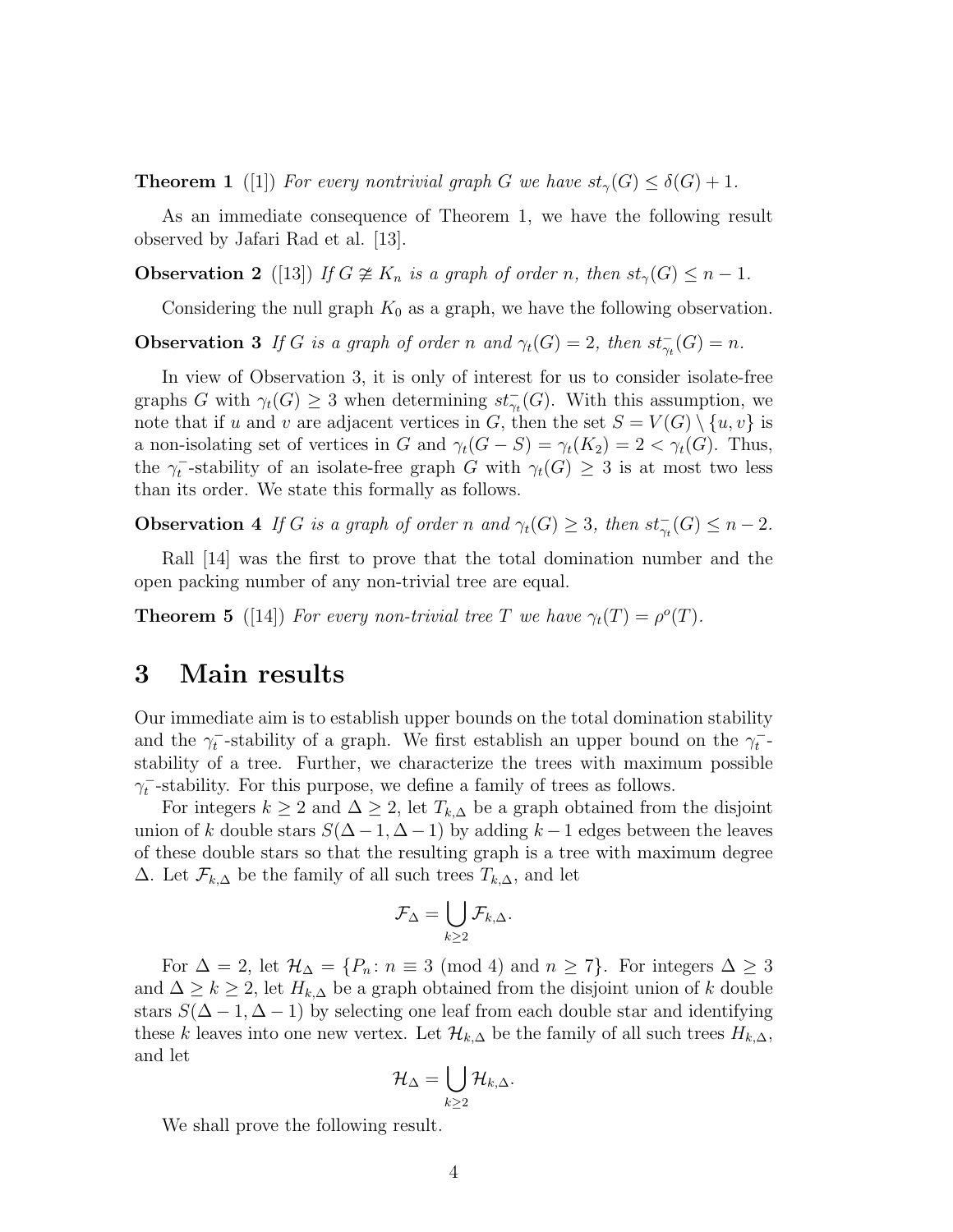**Theorem 1** ([1]) *For every nontrivial graph $G$ we have $st_\gamma(G) \leq \delta(G) + 1$.*

As an immediate consequence of Theorem 1, we have the following result observed by Jafari Rad et al. [13].

**Observation 2** ([13]) *If $G \not\cong K_n$ is a graph of order $n$, then $st_\gamma(G) \leq n - 1$.*

Considering the null graph $K_0$ as a graph, we have the following observation.

**Observation 3** *If $G$ is a graph of order $n$ and $\gamma_t(G) = 2$, then $st^-_{\gamma_t}(G) = n$.*

In view of Observation 3, it is only of interest for us to consider isolate-free graphs $G$ with $\gamma_t(G) \geq 3$ when determining $st^-_{\gamma_t}(G)$. With this assumption, we note that if $u$ and $v$ are adjacent vertices in $G$, then the set $S = V(G) \setminus \{u, v\}$ is a non-isolating set of vertices in $G$ and $\gamma_t(G - S) = \gamma_t(K_2) = 2 < \gamma_t(G)$. Thus, the $\gamma_t^-$-stability of an isolate-free graph $G$ with $\gamma_t(G) \geq 3$ is at most two less than its order. We state this formally as follows.

**Observation 4** *If $G$ is a graph of order $n$ and $\gamma_t(G) \geq 3$, then $st^-_{\gamma_t}(G) \leq n - 2$.*

Rall [14] was the first to prove that the total domination number and the open packing number of any non-trivial tree are equal.

**Theorem 5** ([14]) *For every non-trivial tree $T$ we have $\gamma_t(T) = \rho^o(T)$.*

# 3 Main results

Our immediate aim is to establish upper bounds on the total domination stability and the $\gamma_t^-$-stability of a graph. We first establish an upper bound on the $\gamma_t^-$-stability of a tree. Further, we characterize the trees with maximum possible $\gamma_t^-$-stability. For this purpose, we define a family of trees as follows.

For integers $k \geq 2$ and $\Delta \geq 2$, let $T_{k,\Delta}$ be a graph obtained from the disjoint union of $k$ double stars $S(\Delta - 1, \Delta - 1)$ by adding $k - 1$ edges between the leaves of these double stars so that the resulting graph is a tree with maximum degree $\Delta$. Let $\mathcal{F}_{k,\Delta}$ be the family of all such trees $T_{k,\Delta}$, and let

$$\mathcal{F}_\Delta = \bigcup_{k \geq 2} \mathcal{F}_{k,\Delta}.$$

For $\Delta = 2$, let $\mathcal{H}_\Delta = \{P_n : n \equiv 3 \pmod 4 \text{ and } n \geq 7\}$. For integers $\Delta \geq 3$ and $\Delta \geq k \geq 2$, let $H_{k,\Delta}$ be a graph obtained from the disjoint union of $k$ double stars $S(\Delta - 1, \Delta - 1)$ by selecting one leaf from each double star and identifying these $k$ leaves into one new vertex. Let $\mathcal{H}_{k,\Delta}$ be the family of all such trees $H_{k,\Delta}$, and let

$$\mathcal{H}_\Delta = \bigcup_{k \geq 2} \mathcal{H}_{k,\Delta}.$$

We shall prove the following result.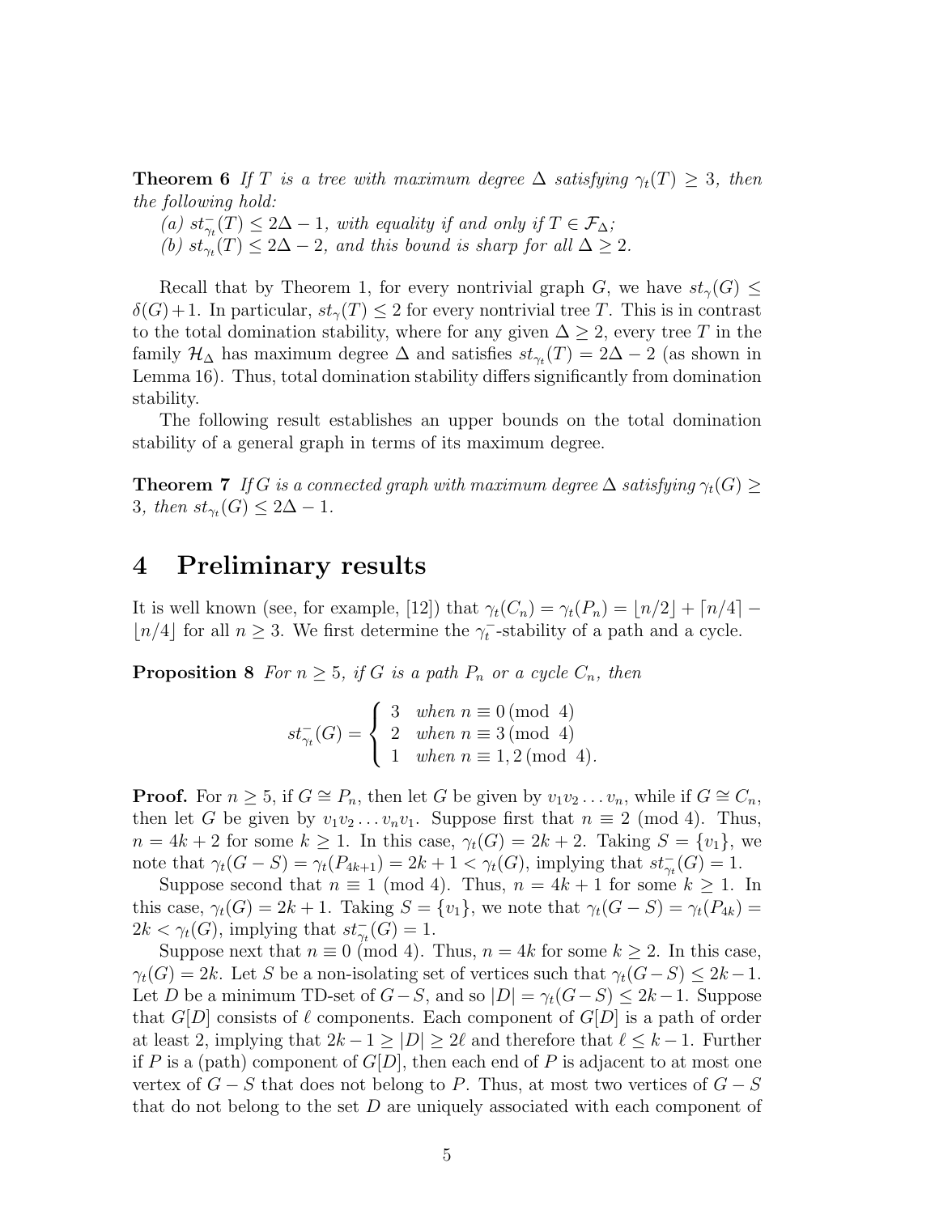**Theorem 6** *If $T$ is a tree with maximum degree $\Delta$ satisfying $\gamma_t(T) \geq 3$, then the following hold:*

*(a) $st^-_{\gamma_t}(T) \leq 2\Delta - 1$, with equality if and only if $T \in \mathcal{F}_\Delta$;*

*(b) $st_{\gamma_t}(T) \leq 2\Delta - 2$, and this bound is sharp for all $\Delta \geq 2$.*

Recall that by Theorem 1, for every nontrivial graph $G$, we have $st_\gamma(G) \leq \delta(G)+1$. In particular, $st_\gamma(T) \leq 2$ for every nontrivial tree $T$. This is in contrast to the total domination stability, where for any given $\Delta \geq 2$, every tree $T$ in the family $\mathcal{H}_\Delta$ has maximum degree $\Delta$ and satisfies $st_{\gamma_t}(T) = 2\Delta - 2$ (as shown in Lemma 16). Thus, total domination stability differs significantly from domination stability.

The following result establishes an upper bounds on the total domination stability of a general graph in terms of its maximum degree.

**Theorem 7** *If $G$ is a connected graph with maximum degree $\Delta$ satisfying $\gamma_t(G) \geq 3$, then $st_{\gamma_t}(G) \leq 2\Delta - 1$.*

# 4 Preliminary results

It is well known (see, for example, [12]) that $\gamma_t(C_n) = \gamma_t(P_n) = \lfloor n/2 \rfloor + \lceil n/4 \rceil - \lfloor n/4 \rfloor$ for all $n \geq 3$. We first determine the $\gamma_t^-$-stability of a path and a cycle.

**Proposition 8** *For $n \geq 5$, if $G$ is a path $P_n$ or a cycle $C_n$, then*

$$st^-_{\gamma_t}(G) = \begin{cases} 3 & \text{when } n \equiv 0 \, (\text{mod } 4) \\ 2 & \text{when } n \equiv 3 \, (\text{mod } 4) \\ 1 & \text{when } n \equiv 1,2 \, (\text{mod } 4). \end{cases}$$

**Proof.** For $n \geq 5$, if $G \cong P_n$, then let $G$ be given by $v_1v_2\ldots v_n$, while if $G \cong C_n$, then let $G$ be given by $v_1v_2\ldots v_nv_1$. Suppose first that $n \equiv 2$ (mod 4). Thus, $n = 4k+2$ for some $k \geq 1$. In this case, $\gamma_t(G) = 2k+2$. Taking $S = \{v_1\}$, we note that $\gamma_t(G-S) = \gamma_t(P_{4k+1}) = 2k+1 < \gamma_t(G)$, implying that $st^-_{\gamma_t}(G) = 1$.

Suppose second that $n \equiv 1$ (mod 4). Thus, $n = 4k+1$ for some $k \geq 1$. In this case, $\gamma_t(G) = 2k+1$. Taking $S = \{v_1\}$, we note that $\gamma_t(G-S) = \gamma_t(P_{4k}) = 2k < \gamma_t(G)$, implying that $st^-_{\gamma_t}(G) = 1$.

Suppose next that $n \equiv 0$ (mod 4). Thus, $n = 4k$ for some $k \geq 2$. In this case, $\gamma_t(G) = 2k$. Let $S$ be a non-isolating set of vertices such that $\gamma_t(G-S) \leq 2k-1$. Let $D$ be a minimum TD-set of $G-S$, and so $|D| = \gamma_t(G-S) \leq 2k-1$. Suppose that $G[D]$ consists of $\ell$ components. Each component of $G[D]$ is a path of order at least 2, implying that $2k-1 \geq |D| \geq 2\ell$ and therefore that $\ell \leq k-1$. Further if $P$ is a (path) component of $G[D]$, then each end of $P$ is adjacent to at most one vertex of $G-S$ that does not belong to $P$. Thus, at most two vertices of $G-S$ that do not belong to the set $D$ are uniquely associated with each component of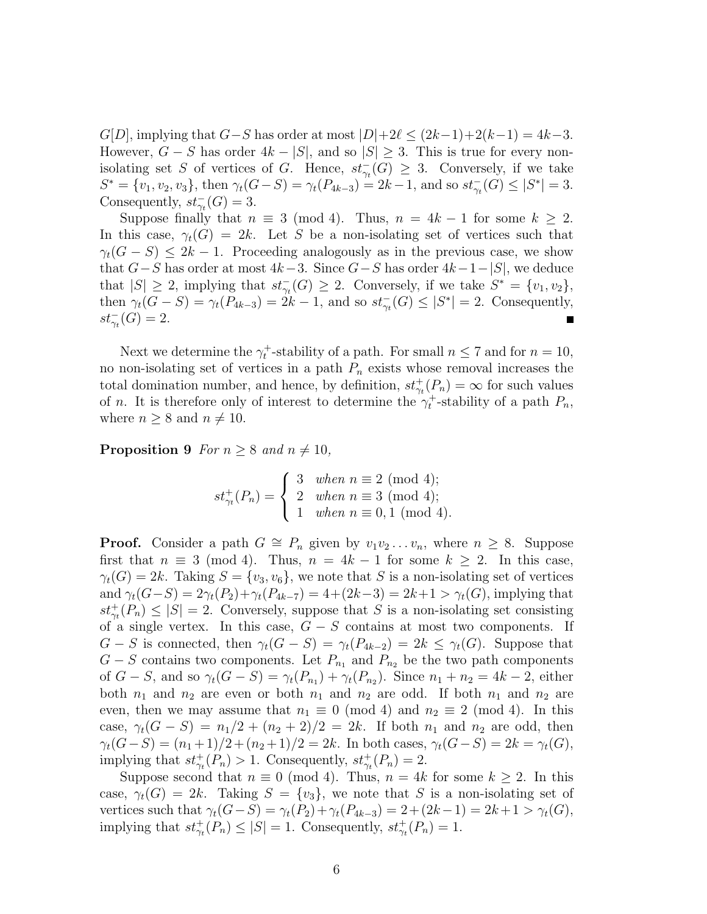$G[D]$, implying that $G-S$ has order at most $|D|+2\ell \leq (2k-1)+2(k-1) = 4k-3$. However, $G-S$ has order $4k-|S|$, and so $|S| \geq 3$. This is true for every non-isolating set $S$ of vertices of $G$. Hence, $st^-_{\gamma_t}(G) \geq 3$. Conversely, if we take $S^* = \{v_1, v_2, v_3\}$, then $\gamma_t(G-S) = \gamma_t(P_{4k-3}) = 2k-1$, and so $st^-_{\gamma_t}(G) \leq |S^*| = 3$. Consequently, $st^-_{\gamma_t}(G) = 3$.

Suppose finally that $n \equiv 3 \pmod 4$. Thus, $n = 4k-1$ for some $k \geq 2$. In this case, $\gamma_t(G) = 2k$. Let $S$ be a non-isolating set of vertices such that $\gamma_t(G-S) \leq 2k-1$. Proceeding analogously as in the previous case, we show that $G-S$ has order at most $4k-3$. Since $G-S$ has order $4k-1-|S|$, we deduce that $|S| \geq 2$, implying that $st^-_{\gamma_t}(G) \geq 2$. Conversely, if we take $S^* = \{v_1, v_2\}$, then $\gamma_t(G-S) = \gamma_t(P_{4k-3}) = 2k-1$, and so $st^-_{\gamma_t}(G) \leq |S^*| = 2$. Consequently, $st^-_{\gamma_t}(G) = 2$. ∎

Next we determine the $\gamma_t^+$-stability of a path. For small $n \leq 7$ and for $n = 10$, no non-isolating set of vertices in a path $P_n$ exists whose removal increases the total domination number, and hence, by definition, $st^+_{\gamma_t}(P_n) = \infty$ for such values of $n$. It is therefore only of interest to determine the $\gamma_t^+$-stability of a path $P_n$, where $n \geq 8$ and $n \neq 10$.

**Proposition 9** *For $n \geq 8$ and $n \neq 10$,*

$$st^+_{\gamma_t}(P_n) = \begin{cases} 3 & \text{when } n \equiv 2 \pmod 4; \\ 2 & \text{when } n \equiv 3 \pmod 4; \\ 1 & \text{when } n \equiv 0, 1 \pmod 4. \end{cases}$$

**Proof.** Consider a path $G \cong P_n$ given by $v_1 v_2 \ldots v_n$, where $n \geq 8$. Suppose first that $n \equiv 3 \pmod 4$. Thus, $n = 4k-1$ for some $k \geq 2$. In this case, $\gamma_t(G) = 2k$. Taking $S = \{v_3, v_6\}$, we note that $S$ is a non-isolating set of vertices and $\gamma_t(G-S) = 2\gamma_t(P_2) + \gamma_t(P_{4k-7}) = 4 + (2k-3) = 2k+1 > \gamma_t(G)$, implying that $st^+_{\gamma_t}(P_n) \leq |S| = 2$. Conversely, suppose that $S$ is a non-isolating set consisting of a single vertex. In this case, $G-S$ contains at most two components. If $G-S$ is connected, then $\gamma_t(G-S) = \gamma_t(P_{4k-2}) = 2k \leq \gamma_t(G)$. Suppose that $G-S$ contains two components. Let $P_{n_1}$ and $P_{n_2}$ be the two path components of $G-S$, and so $\gamma_t(G-S) = \gamma_t(P_{n_1}) + \gamma_t(P_{n_2})$. Since $n_1 + n_2 = 4k-2$, either both $n_1$ and $n_2$ are even or both $n_1$ and $n_2$ are odd. If both $n_1$ and $n_2$ are even, then we may assume that $n_1 \equiv 0 \pmod 4$ and $n_2 \equiv 2 \pmod 4$. In this case, $\gamma_t(G-S) = n_1/2 + (n_2+2)/2 = 2k$. If both $n_1$ and $n_2$ are odd, then $\gamma_t(G-S) = (n_1+1)/2 + (n_2+1)/2 = 2k$. In both cases, $\gamma_t(G-S) = 2k = \gamma_t(G)$, implying that $st^+_{\gamma_t}(P_n) > 1$. Consequently, $st^+_{\gamma_t}(P_n) = 2$.

Suppose second that $n \equiv 0 \pmod 4$. Thus, $n = 4k$ for some $k \geq 2$. In this case, $\gamma_t(G) = 2k$. Taking $S = \{v_3\}$, we note that $S$ is a non-isolating set of vertices such that $\gamma_t(G-S) = \gamma_t(P_2) + \gamma_t(P_{4k-3}) = 2 + (2k-1) = 2k+1 > \gamma_t(G)$, implying that $st^+_{\gamma_t}(P_n) \leq |S| = 1$. Consequently, $st^+_{\gamma_t}(P_n) = 1$.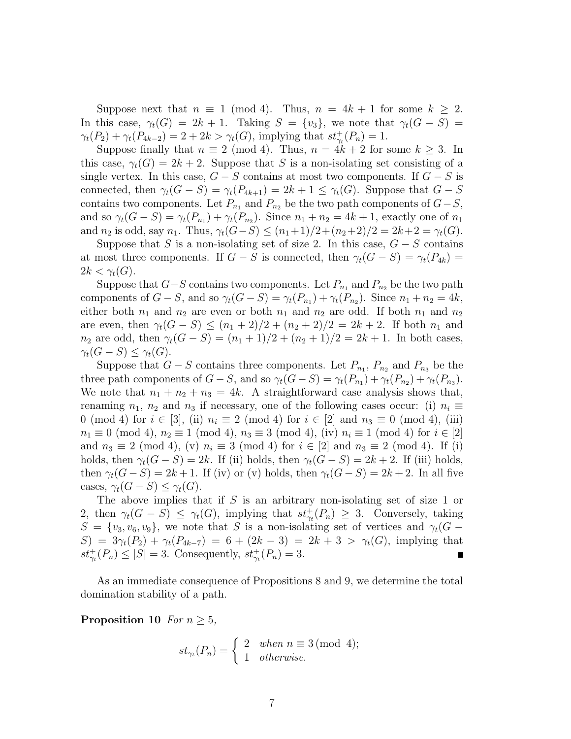Suppose next that $n \equiv 1 \pmod 4$. Thus, $n = 4k+1$ for some $k \geq 2$. In this case, $\gamma_t(G) = 2k+1$. Taking $S = \{v_3\}$, we note that $\gamma_t(G-S) = \gamma_t(P_2) + \gamma_t(P_{4k-2}) = 2 + 2k > \gamma_t(G)$, implying that $st^+_{\gamma_t}(P_n) = 1$.

Suppose finally that $n \equiv 2 \pmod 4$. Thus, $n = 4k+2$ for some $k \geq 3$. In this case, $\gamma_t(G) = 2k+2$. Suppose that $S$ is a non-isolating set consisting of a single vertex. In this case, $G-S$ contains at most two components. If $G-S$ is connected, then $\gamma_t(G-S) = \gamma_t(P_{4k+1}) = 2k+1 \leq \gamma_t(G)$. Suppose that $G-S$ contains two components. Let $P_{n_1}$ and $P_{n_2}$ be the two path components of $G-S$, and so $\gamma_t(G-S) = \gamma_t(P_{n_1}) + \gamma_t(P_{n_2})$. Since $n_1 + n_2 = 4k+1$, exactly one of $n_1$ and $n_2$ is odd, say $n_1$. Thus, $\gamma_t(G-S) \leq (n_1+1)/2 + (n_2+2)/2 = 2k+2 = \gamma_t(G)$.

Suppose that $S$ is a non-isolating set of size 2. In this case, $G-S$ contains at most three components. If $G-S$ is connected, then $\gamma_t(G-S) = \gamma_t(P_{4k}) = 2k < \gamma_t(G)$.

Suppose that $G-S$ contains two components. Let $P_{n_1}$ and $P_{n_2}$ be the two path components of $G-S$, and so $\gamma_t(G-S) = \gamma_t(P_{n_1}) + \gamma_t(P_{n_2})$. Since $n_1 + n_2 = 4k$, either both $n_1$ and $n_2$ are even or both $n_1$ and $n_2$ are odd. If both $n_1$ and $n_2$ are even, then $\gamma_t(G-S) \leq (n_1+2)/2 + (n_2+2)/2 = 2k+2$. If both $n_1$ and $n_2$ are odd, then $\gamma_t(G-S) = (n_1+1)/2 + (n_2+1)/2 = 2k+1$. In both cases, $\gamma_t(G-S) \leq \gamma_t(G)$.

Suppose that $G-S$ contains three components. Let $P_{n_1}$, $P_{n_2}$ and $P_{n_3}$ be the three path components of $G-S$, and so $\gamma_t(G-S) = \gamma_t(P_{n_1}) + \gamma_t(P_{n_2}) + \gamma_t(P_{n_3})$. We note that $n_1 + n_2 + n_3 = 4k$. A straightforward case analysis shows that, renaming $n_1$, $n_2$ and $n_3$ if necessary, one of the following cases occur: (i) $n_i \equiv 0 \pmod 4$ for $i \in [3]$, (ii) $n_i \equiv 2 \pmod 4$ for $i \in [2]$ and $n_3 \equiv 0 \pmod 4$, (iii) $n_1 \equiv 0 \pmod 4$, $n_2 \equiv 1 \pmod 4$, $n_3 \equiv 3 \pmod 4$, (iv) $n_i \equiv 1 \pmod 4$ for $i \in [2]$ and $n_3 \equiv 2 \pmod 4$, (v) $n_i \equiv 3 \pmod 4$ for $i \in [2]$ and $n_3 \equiv 2 \pmod 4$. If (i) holds, then $\gamma_t(G-S) = 2k$. If (ii) holds, then $\gamma_t(G-S) = 2k+2$. If (iii) holds, then $\gamma_t(G-S) = 2k+1$. If (iv) or (v) holds, then $\gamma_t(G-S) = 2k+2$. In all five cases, $\gamma_t(G-S) \leq \gamma_t(G)$.

The above implies that if $S$ is an arbitrary non-isolating set of size 1 or 2, then $\gamma_t(G-S) \leq \gamma_t(G)$, implying that $st^+_{\gamma_t}(P_n) \geq 3$. Conversely, taking $S = \{v_3, v_6, v_9\}$, we note that $S$ is a non-isolating set of vertices and $\gamma_t(G-S) = 3\gamma_t(P_2) + \gamma_t(P_{4k-7}) = 6 + (2k-3) = 2k+3 > \gamma_t(G)$, implying that $st^+_{\gamma_t}(P_n) \leq |S| = 3$. Consequently, $st^+_{\gamma_t}(P_n) = 3$. ∎

As an immediate consequence of Propositions 8 and 9, we determine the total domination stability of a path.

**Proposition 10** *For $n \geq 5$,*

$$st_{\gamma_t}(P_n) = \begin{cases} 2 & \text{when } n \equiv 3 \pmod 4; \\ 1 & \text{otherwise.} \end{cases}$$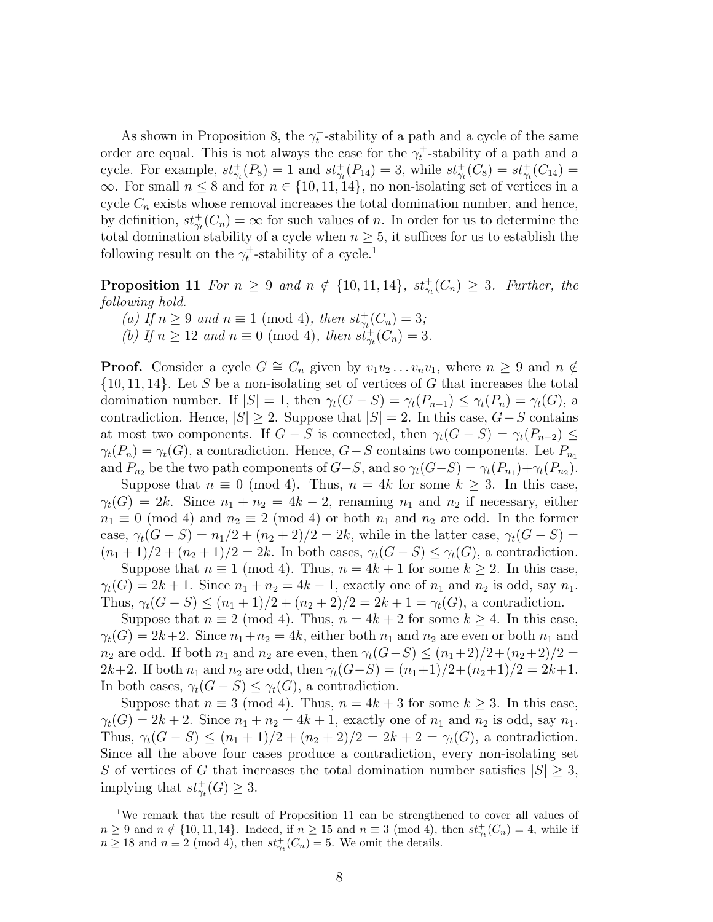As shown in Proposition 8, the $\gamma_t^-$-stability of a path and a cycle of the same order are equal. This is not always the case for the $\gamma_t^+$-stability of a path and a cycle. For example, $st^+_{\gamma_t}(P_8) = 1$ and $st^+_{\gamma_t}(P_{14}) = 3$, while $st^+_{\gamma_t}(C_8) = st^+_{\gamma_t}(C_{14}) = \infty$. For small $n \le 8$ and for $n \in \{10, 11, 14\}$, no non-isolating set of vertices in a cycle $C_n$ exists whose removal increases the total domination number, and hence, by definition, $st^+_{\gamma_t}(C_n) = \infty$ for such values of $n$. In order for us to determine the total domination stability of a cycle when $n \ge 5$, it suffices for us to establish the following result on the $\gamma_t^+$-stability of a cycle.[1]

**Proposition 11** *For $n \ge 9$ and $n \notin \{10, 11, 14\}$, $st^+_{\gamma_t}(C_n) \ge 3$. Further, the following hold.*

*(a) If $n \ge 9$ and $n \equiv 1 \pmod 4$, then $st^+_{\gamma_t}(C_n) = 3$;*

*(b) If $n \ge 12$ and $n \equiv 0 \pmod 4$, then $st^+_{\gamma_t}(C_n) = 3$.*

**Proof.** Consider a cycle $G \cong C_n$ given by $v_1 v_2 \dots v_n v_1$, where $n \ge 9$ and $n \notin \{10, 11, 14\}$. Let $S$ be a non-isolating set of vertices of $G$ that increases the total domination number. If $|S| = 1$, then $\gamma_t(G - S) = \gamma_t(P_{n-1}) \le \gamma_t(P_n) = \gamma_t(G)$, a contradiction. Hence, $|S| \ge 2$. Suppose that $|S| = 2$. In this case, $G - S$ contains at most two components. If $G - S$ is connected, then $\gamma_t(G - S) = \gamma_t(P_{n-2}) \le \gamma_t(P_n) = \gamma_t(G)$, a contradiction. Hence, $G - S$ contains two components. Let $P_{n_1}$ and $P_{n_2}$ be the two path components of $G - S$, and so $\gamma_t(G - S) = \gamma_t(P_{n_1}) + \gamma_t(P_{n_2})$.

Suppose that $n \equiv 0 \pmod 4$. Thus, $n = 4k$ for some $k \ge 3$. In this case, $\gamma_t(G) = 2k$. Since $n_1 + n_2 = 4k - 2$, renaming $n_1$ and $n_2$ if necessary, either $n_1 \equiv 0 \pmod 4$ and $n_2 \equiv 2 \pmod 4$ or both $n_1$ and $n_2$ are odd. In the former case, $\gamma_t(G - S) = n_1/2 + (n_2 + 2)/2 = 2k$, while in the latter case, $\gamma_t(G - S) = (n_1 + 1)/2 + (n_2 + 1)/2 = 2k$. In both cases, $\gamma_t(G - S) \le \gamma_t(G)$, a contradiction.

Suppose that $n \equiv 1 \pmod 4$. Thus, $n = 4k + 1$ for some $k \ge 2$. In this case, $\gamma_t(G) = 2k + 1$. Since $n_1 + n_2 = 4k - 1$, exactly one of $n_1$ and $n_2$ is odd, say $n_1$. Thus, $\gamma_t(G - S) \le (n_1 + 1)/2 + (n_2 + 2)/2 = 2k + 1 = \gamma_t(G)$, a contradiction.

Suppose that $n \equiv 2 \pmod 4$. Thus, $n = 4k + 2$ for some $k \ge 4$. In this case, $\gamma_t(G) = 2k + 2$. Since $n_1 + n_2 = 4k$, either both $n_1$ and $n_2$ are even or both $n_1$ and $n_2$ are odd. If both $n_1$ and $n_2$ are even, then $\gamma_t(G - S) \le (n_1 + 2)/2 + (n_2 + 2)/2 = 2k + 2$. If both $n_1$ and $n_2$ are odd, then $\gamma_t(G - S) = (n_1 + 1)/2 + (n_2 + 1)/2 = 2k + 1$. In both cases, $\gamma_t(G - S) \le \gamma_t(G)$, a contradiction.

Suppose that $n \equiv 3 \pmod 4$. Thus, $n = 4k + 3$ for some $k \ge 3$. In this case, $\gamma_t(G) = 2k + 2$. Since $n_1 + n_2 = 4k + 1$, exactly one of $n_1$ and $n_2$ is odd, say $n_1$. Thus, $\gamma_t(G - S) \le (n_1 + 1)/2 + (n_2 + 2)/2 = 2k + 2 = \gamma_t(G)$, a contradiction. Since all the above four cases produce a contradiction, every non-isolating set $S$ of vertices of $G$ that increases the total domination number satisfies $|S| \ge 3$, implying that $st^+_{\gamma_t}(G) \ge 3$.

---

[1] We remark that the result of Proposition 11 can be strengthened to cover all values of $n \ge 9$ and $n \notin \{10, 11, 14\}$. Indeed, if $n \ge 15$ and $n \equiv 3 \pmod 4$, then $st^+_{\gamma_t}(C_n) = 4$, while if $n \ge 18$ and $n \equiv 2 \pmod 4$, then $st^+_{\gamma_t}(C_n) = 5$. We omit the details.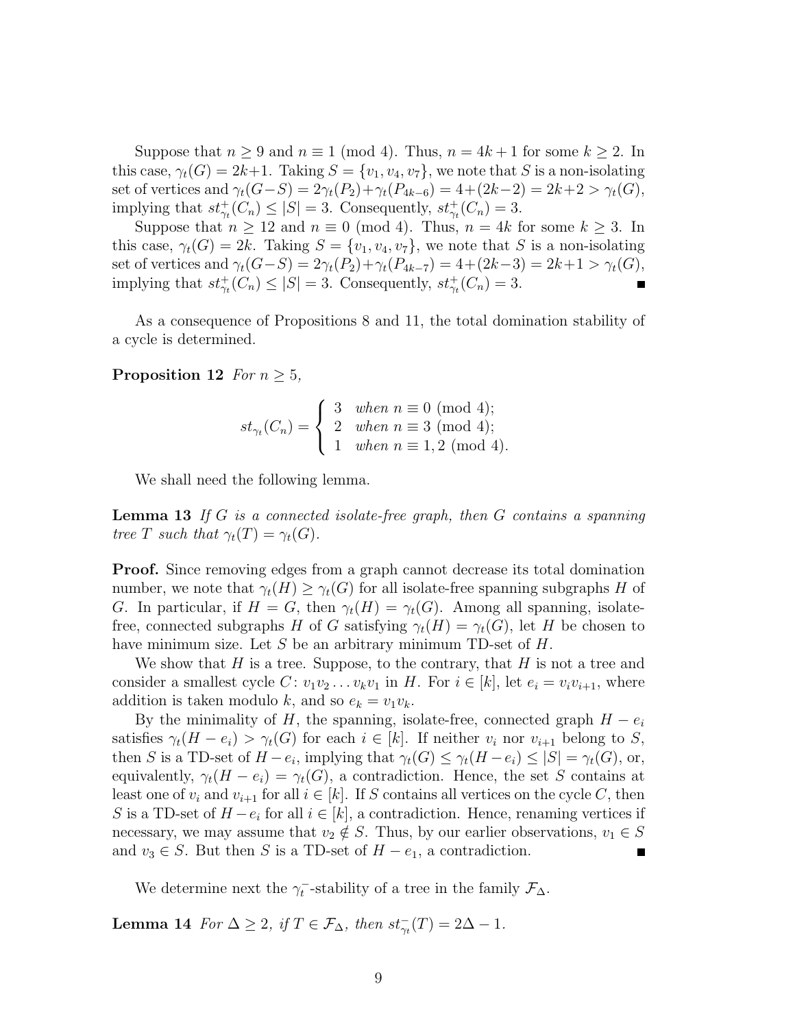Suppose that $n \ge 9$ and $n \equiv 1 \pmod 4$. Thus, $n = 4k+1$ for some $k \ge 2$. In this case, $\gamma_t(G) = 2k+1$. Taking $S = \{v_1, v_4, v_7\}$, we note that $S$ is a non-isolating set of vertices and $\gamma_t(G-S) = 2\gamma_t(P_2) + \gamma_t(P_{4k-6}) = 4+(2k-2) = 2k+2 > \gamma_t(G)$, implying that $st^+_{\gamma_t}(C_n) \le |S| = 3$. Consequently, $st^+_{\gamma_t}(C_n) = 3$.

Suppose that $n \ge 12$ and $n \equiv 0 \pmod 4$. Thus, $n = 4k$ for some $k \ge 3$. In this case, $\gamma_t(G) = 2k$. Taking $S = \{v_1, v_4, v_7\}$, we note that $S$ is a non-isolating set of vertices and $\gamma_t(G-S) = 2\gamma_t(P_2) + \gamma_t(P_{4k-7}) = 4+(2k-3) = 2k+1 > \gamma_t(G)$, implying that $st^+_{\gamma_t}(C_n) \le |S| = 3$. Consequently, $st^+_{\gamma_t}(C_n) = 3$. ∎

As a consequence of Propositions 8 and 11, the total domination stability of a cycle is determined.

**Proposition 12** *For $n \ge 5$,*

$$st_{\gamma_t}(C_n) = \begin{cases} 3 & \text{when } n \equiv 0 \pmod 4; \\ 2 & \text{when } n \equiv 3 \pmod 4; \\ 1 & \text{when } n \equiv 1, 2 \pmod 4. \end{cases}$$

We shall need the following lemma.

**Lemma 13** *If $G$ is a connected isolate-free graph, then $G$ contains a spanning tree $T$ such that $\gamma_t(T) = \gamma_t(G)$.*

**Proof.** Since removing edges from a graph cannot decrease its total domination number, we note that $\gamma_t(H) \ge \gamma_t(G)$ for all isolate-free spanning subgraphs $H$ of $G$. In particular, if $H = G$, then $\gamma_t(H) = \gamma_t(G)$. Among all spanning, isolate-free, connected subgraphs $H$ of $G$ satisfying $\gamma_t(H) = \gamma_t(G)$, let $H$ be chosen to have minimum size. Let $S$ be an arbitrary minimum TD-set of $H$.

We show that $H$ is a tree. Suppose, to the contrary, that $H$ is not a tree and consider a smallest cycle $C \colon v_1 v_2 \ldots v_k v_1$ in $H$. For $i \in [k]$, let $e_i = v_i v_{i+1}$, where addition is taken modulo $k$, and so $e_k = v_1 v_k$.

By the minimality of $H$, the spanning, isolate-free, connected graph $H - e_i$ satisfies $\gamma_t(H - e_i) > \gamma_t(G)$ for each $i \in [k]$. If neither $v_i$ nor $v_{i+1}$ belong to $S$, then $S$ is a TD-set of $H - e_i$, implying that $\gamma_t(G) \le \gamma_t(H - e_i) \le |S| = \gamma_t(G)$, or, equivalently, $\gamma_t(H - e_i) = \gamma_t(G)$, a contradiction. Hence, the set $S$ contains at least one of $v_i$ and $v_{i+1}$ for all $i \in [k]$. If $S$ contains all vertices on the cycle $C$, then $S$ is a TD-set of $H - e_i$ for all $i \in [k]$, a contradiction. Hence, renaming vertices if necessary, we may assume that $v_2 \notin S$. Thus, by our earlier observations, $v_1 \in S$ and $v_3 \in S$. But then $S$ is a TD-set of $H - e_1$, a contradiction. ∎

We determine next the $\gamma_t^-$-stability of a tree in the family $\mathcal{F}_\Delta$.

**Lemma 14** *For $\Delta \ge 2$, if $T \in \mathcal{F}_\Delta$, then $st^-_{\gamma_t}(T) = 2\Delta - 1$.*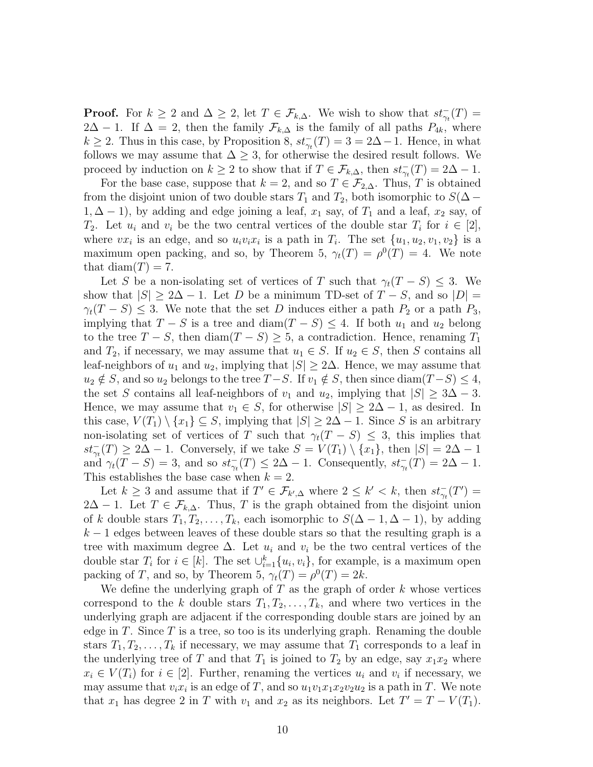**Proof.** For $k \ge 2$ and $\Delta \ge 2$, let $T \in \mathcal{F}_{k,\Delta}$. We wish to show that $st^-_{\gamma_t}(T) = 2\Delta - 1$. If $\Delta = 2$, then the family $\mathcal{F}_{k,\Delta}$ is the family of all paths $P_{4k}$, where $k \ge 2$. Thus in this case, by Proposition 8, $st^-_{\gamma_t}(T) = 3 = 2\Delta - 1$. Hence, in what follows we may assume that $\Delta \ge 3$, for otherwise the desired result follows. We proceed by induction on $k \ge 2$ to show that if $T \in \mathcal{F}_{k,\Delta}$, then $st^-_{\gamma_t}(T) = 2\Delta - 1$.

For the base case, suppose that $k = 2$, and so $T \in \mathcal{F}_{2,\Delta}$. Thus, $T$ is obtained from the disjoint union of two double stars $T_1$ and $T_2$, both isomorphic to $S(\Delta - 1, \Delta - 1)$, by adding and edge joining a leaf, $x_1$ say, of $T_1$ and a leaf, $x_2$ say, of $T_2$. Let $u_i$ and $v_i$ be the two central vertices of the double star $T_i$ for $i \in [2]$, where $vx_i$ is an edge, and so $u_iv_ix_i$ is a path in $T_i$. The set $\{u_1, u_2, v_1, v_2\}$ is a maximum open packing, and so, by Theorem 5, $\gamma_t(T) = \rho^0(T) = 4$. We note that $\mathrm{diam}(T) = 7$.

Let $S$ be a non-isolating set of vertices of $T$ such that $\gamma_t(T - S) \le 3$. We show that $|S| \ge 2\Delta - 1$. Let $D$ be a minimum TD-set of $T - S$, and so $|D| = \gamma_t(T - S) \le 3$. We note that the set $D$ induces either a path $P_2$ or a path $P_3$, implying that $T - S$ is a tree and $\mathrm{diam}(T - S) \le 4$. If both $u_1$ and $u_2$ belong to the tree $T - S$, then $\mathrm{diam}(T - S) \ge 5$, a contradiction. Hence, renaming $T_1$ and $T_2$, if necessary, we may assume that $u_1 \in S$. If $u_2 \in S$, then $S$ contains all leaf-neighbors of $u_1$ and $u_2$, implying that $|S| \ge 2\Delta$. Hence, we may assume that $u_2 \notin S$, and so $u_2$ belongs to the tree $T - S$. If $v_1 \notin S$, then since $\mathrm{diam}(T - S) \le 4$, the set $S$ contains all leaf-neighbors of $v_1$ and $u_2$, implying that $|S| \ge 3\Delta - 3$. Hence, we may assume that $v_1 \in S$, for otherwise $|S| \ge 2\Delta - 1$, as desired. In this case, $V(T_1) \setminus \{x_1\} \subseteq S$, implying that $|S| \ge 2\Delta - 1$. Since $S$ is an arbitrary non-isolating set of vertices of $T$ such that $\gamma_t(T - S) \le 3$, this implies that $st^-_{\gamma_t}(T) \ge 2\Delta - 1$. Conversely, if we take $S = V(T_1) \setminus \{x_1\}$, then $|S| = 2\Delta - 1$ and $\gamma_t(T - S) = 3$, and so $st^-_{\gamma_t}(T) \le 2\Delta - 1$. Consequently, $st^-_{\gamma_t}(T) = 2\Delta - 1$. This establishes the base case when $k = 2$.

Let $k \ge 3$ and assume that if $T' \in \mathcal{F}_{k',\Delta}$ where $2 \le k' < k$, then $st^-_{\gamma_t}(T') = 2\Delta - 1$. Let $T \in \mathcal{F}_{k,\Delta}$. Thus, $T$ is the graph obtained from the disjoint union of $k$ double stars $T_1, T_2, \ldots, T_k$, each isomorphic to $S(\Delta - 1, \Delta - 1)$, by adding $k - 1$ edges between leaves of these double stars so that the resulting graph is a tree with maximum degree $\Delta$. Let $u_i$ and $v_i$ be the two central vertices of the double star $T_i$ for $i \in [k]$. The set $\cup_{i=1}^{k}\{u_i, v_i\}$, for example, is a maximum open packing of $T$, and so, by Theorem 5, $\gamma_t(T) = \rho^0(T) = 2k$.

We define the underlying graph of $T$ as the graph of order $k$ whose vertices correspond to the $k$ double stars $T_1, T_2, \ldots, T_k$, and where two vertices in the underlying graph are adjacent if the corresponding double stars are joined by an edge in $T$. Since $T$ is a tree, so too is its underlying graph. Renaming the double stars $T_1, T_2, \ldots, T_k$ if necessary, we may assume that $T_1$ corresponds to a leaf in the underlying tree of $T$ and that $T_1$ is joined to $T_2$ by an edge, say $x_1x_2$ where $x_i \in V(T_i)$ for $i \in [2]$. Further, renaming the vertices $u_i$ and $v_i$ if necessary, we may assume that $v_ix_i$ is an edge of $T$, and so $u_1v_1x_1x_2v_2u_2$ is a path in $T$. We note that $x_1$ has degree 2 in $T$ with $v_1$ and $x_2$ as its neighbors. Let $T' = T - V(T_1)$.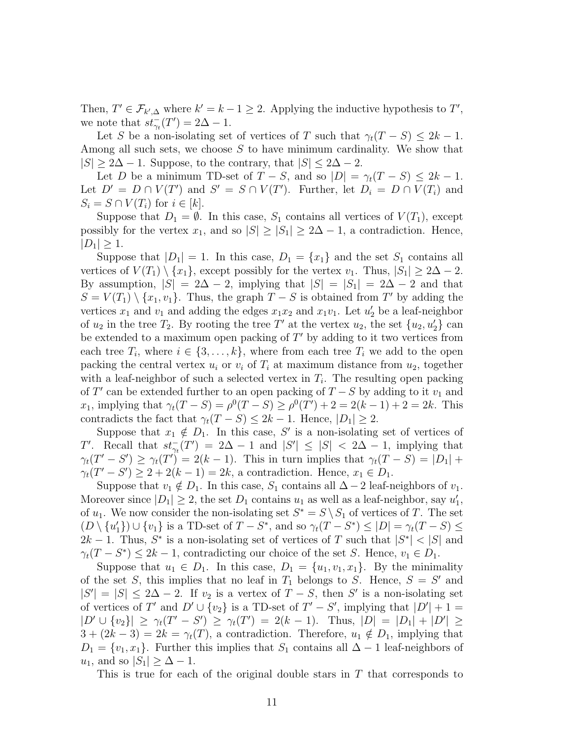Then, $T' \in \mathcal{F}_{k',\Delta}$ where $k' = k-1 \geq 2$. Applying the inductive hypothesis to $T'$, we note that $st^-_{\gamma_t}(T') = 2\Delta - 1$.

Let $S$ be a non-isolating set of vertices of $T$ such that $\gamma_t(T-S) \leq 2k-1$. Among all such sets, we choose $S$ to have minimum cardinality. We show that $|S| \geq 2\Delta - 1$. Suppose, to the contrary, that $|S| \leq 2\Delta - 2$.

Let $D$ be a minimum TD-set of $T - S$, and so $|D| = \gamma_t(T-S) \leq 2k-1$. Let $D' = D \cap V(T')$ and $S' = S \cap V(T')$. Further, let $D_i = D \cap V(T_i)$ and $S_i = S \cap V(T_i)$ for $i \in [k]$.

Suppose that $D_1 = \emptyset$. In this case, $S_1$ contains all vertices of $V(T_1)$, except possibly for the vertex $x_1$, and so $|S| \geq |S_1| \geq 2\Delta - 1$, a contradiction. Hence, $|D_1| \geq 1$.

Suppose that $|D_1| = 1$. In this case, $D_1 = \{x_1\}$ and the set $S_1$ contains all vertices of $V(T_1) \setminus \{x_1\}$, except possibly for the vertex $v_1$. Thus, $|S_1| \geq 2\Delta - 2$. By assumption, $|S| = 2\Delta - 2$, implying that $|S| = |S_1| = 2\Delta - 2$ and that $S = V(T_1) \setminus \{x_1, v_1\}$. Thus, the graph $T - S$ is obtained from $T'$ by adding the vertices $x_1$ and $v_1$ and adding the edges $x_1x_2$ and $x_1v_1$. Let $u_2'$ be a leaf-neighbor of $u_2$ in the tree $T_2$. By rooting the tree $T'$ at the vertex $u_2$, the set $\{u_2, u_2'\}$ can be extended to a maximum open packing of $T'$ by adding to it two vertices from each tree $T_i$, where $i \in \{3, \dots, k\}$, where from each tree $T_i$ we add to the open packing the central vertex $u_i$ or $v_i$ of $T_i$ at maximum distance from $u_2$, together with a leaf-neighbor of such a selected vertex in $T_i$. The resulting open packing of $T'$ can be extended further to an open packing of $T - S$ by adding to it $v_1$ and $x_1$, implying that $\gamma_t(T-S) = \rho^0(T-S) \geq \rho^0(T') + 2 = 2(k-1) + 2 = 2k$. This contradicts the fact that $\gamma_t(T-S) \leq 2k-1$. Hence, $|D_1| \geq 2$.

Suppose that $x_1 \notin D_1$. In this case, $S'$ is a non-isolating set of vertices of $T'$. Recall that $st^-_{\gamma_t}(T') = 2\Delta - 1$ and $|S'| \leq |S| < 2\Delta - 1$, implying that $\gamma_t(T'-S') \geq \gamma_t(T') = 2(k-1)$. This in turn implies that $\gamma_t(T-S) = |D_1| + \gamma_t(T'-S') \geq 2 + 2(k-1) = 2k$, a contradiction. Hence, $x_1 \in D_1$.

Suppose that $v_1 \notin D_1$. In this case, $S_1$ contains all $\Delta - 2$ leaf-neighbors of $v_1$. Moreover since $|D_1| \geq 2$, the set $D_1$ contains $u_1$ as well as a leaf-neighbor, say $u_1'$, of $u_1$. We now consider the non-isolating set $S^* = S \setminus S_1$ of vertices of $T$. The set $(D \setminus \{u_1'\}) \cup \{v_1\}$ is a TD-set of $T - S^*$, and so $\gamma_t(T-S^*) \leq |D| = \gamma_t(T-S) \leq 2k-1$. Thus, $S^*$ is a non-isolating set of vertices of $T$ such that $|S^*| < |S|$ and $\gamma_t(T-S^*) \leq 2k-1$, contradicting our choice of the set $S$. Hence, $v_1 \in D_1$.

Suppose that $u_1 \in D_1$. In this case, $D_1 = \{u_1, v_1, x_1\}$. By the minimality of the set $S$, this implies that no leaf in $T_1$ belongs to $S$. Hence, $S = S'$ and $|S'| = |S| \leq 2\Delta - 2$. If $v_2$ is a vertex of $T - S$, then $S'$ is a non-isolating set of vertices of $T'$ and $D' \cup \{v_2\}$ is a TD-set of $T' - S'$, implying that $|D'| + 1 = |D' \cup \{v_2\}| \geq \gamma_t(T'-S') \geq \gamma_t(T') = 2(k-1)$. Thus, $|D| = |D_1| + |D'| \geq 3 + (2k-3) = 2k = \gamma_t(T)$, a contradiction. Therefore, $u_1 \notin D_1$, implying that $D_1 = \{v_1, x_1\}$. Further this implies that $S_1$ contains all $\Delta - 1$ leaf-neighbors of $u_1$, and so $|S_1| \geq \Delta - 1$.

This is true for each of the original double stars in $T$ that corresponds to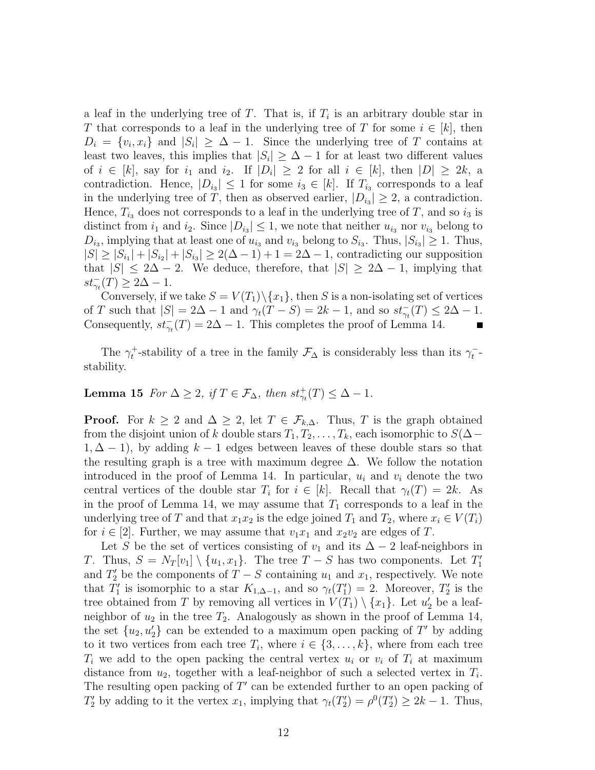a leaf in the underlying tree of $T$. That is, if $T_i$ is an arbitrary double star in $T$ that corresponds to a leaf in the underlying tree of $T$ for some $i \in [k]$, then $D_i = \{v_i, x_i\}$ and $|S_i| \ge \Delta - 1$. Since the underlying tree of $T$ contains at least two leaves, this implies that $|S_i| \ge \Delta - 1$ for at least two different values of $i \in [k]$, say for $i_1$ and $i_2$. If $|D_i| \ge 2$ for all $i \in [k]$, then $|D| \ge 2k$, a contradiction. Hence, $|D_{i_3}| \le 1$ for some $i_3 \in [k]$. If $T_{i_3}$ corresponds to a leaf in the underlying tree of $T$, then as observed earlier, $|D_{i_3}| \ge 2$, a contradiction. Hence, $T_{i_3}$ does not corresponds to a leaf in the underlying tree of $T$, and so $i_3$ is distinct from $i_1$ and $i_2$. Since $|D_{i_3}| \le 1$, we note that neither $u_{i_3}$ nor $v_{i_3}$ belong to $D_{i_3}$, implying that at least one of $u_{i_3}$ and $v_{i_3}$ belong to $S_{i_3}$. Thus, $|S_{i_3}| \ge 1$. Thus, $|S| \ge |S_{i_1}| + |S_{i_2}| + |S_{i_3}| \ge 2(\Delta - 1) + 1 = 2\Delta - 1$, contradicting our supposition that $|S| \le 2\Delta - 2$. We deduce, therefore, that $|S| \ge 2\Delta - 1$, implying that $st^-_{\gamma_t}(T) \ge 2\Delta - 1$.

Conversely, if we take $S = V(T_1) \setminus \{x_1\}$, then $S$ is a non-isolating set of vertices of $T$ such that $|S| = 2\Delta - 1$ and $\gamma_t(T - S) = 2k - 1$, and so $st^-_{\gamma_t}(T) \le 2\Delta - 1$. Consequently, $st^-_{\gamma_t}(T) = 2\Delta - 1$. This completes the proof of Lemma 14. ∎

The $\gamma_t^+$-stability of a tree in the family $\mathcal{F}_\Delta$ is considerably less than its $\gamma_t^-$-stability.

**Lemma 15** *For $\Delta \ge 2$, if $T \in \mathcal{F}_\Delta$, then $st^+_{\gamma_t}(T) \le \Delta - 1$.*

**Proof.** For $k \ge 2$ and $\Delta \ge 2$, let $T \in \mathcal{F}_{k,\Delta}$. Thus, $T$ is the graph obtained from the disjoint union of $k$ double stars $T_1, T_2, \ldots, T_k$, each isomorphic to $S(\Delta - 1, \Delta - 1)$, by adding $k - 1$ edges between leaves of these double stars so that the resulting graph is a tree with maximum degree $\Delta$. We follow the notation introduced in the proof of Lemma 14. In particular, $u_i$ and $v_i$ denote the two central vertices of the double star $T_i$ for $i \in [k]$. Recall that $\gamma_t(T) = 2k$. As in the proof of Lemma 14, we may assume that $T_1$ corresponds to a leaf in the underlying tree of $T$ and that $x_1x_2$ is the edge joined $T_1$ and $T_2$, where $x_i \in V(T_i)$ for $i \in [2]$. Further, we may assume that $v_1x_1$ and $x_2v_2$ are edges of $T$.

Let $S$ be the set of vertices consisting of $v_1$ and its $\Delta - 2$ leaf-neighbors in $T$. Thus, $S = N_T[v_1] \setminus \{u_1, x_1\}$. The tree $T - S$ has two components. Let $T_1'$ and $T_2'$ be the components of $T - S$ containing $u_1$ and $x_1$, respectively. We note that $T_1'$ is isomorphic to a star $K_{1,\Delta-1}$, and so $\gamma_t(T_1') = 2$. Moreover, $T_2'$ is the tree obtained from $T$ by removing all vertices in $V(T_1) \setminus \{x_1\}$. Let $u_2'$ be a leaf-neighbor of $u_2$ in the tree $T_2$. Analogously as shown in the proof of Lemma 14, the set $\{u_2, u_2'\}$ can be extended to a maximum open packing of $T'$ by adding to it two vertices from each tree $T_i$, where $i \in \{3, \ldots, k\}$, where from each tree $T_i$ we add to the open packing the central vertex $u_i$ or $v_i$ of $T_i$ at maximum distance from $u_2$, together with a leaf-neighbor of such a selected vertex in $T_i$. The resulting open packing of $T'$ can be extended further to an open packing of $T_2'$ by adding to it the vertex $x_1$, implying that $\gamma_t(T_2') = \rho^0(T_2') \ge 2k - 1$. Thus,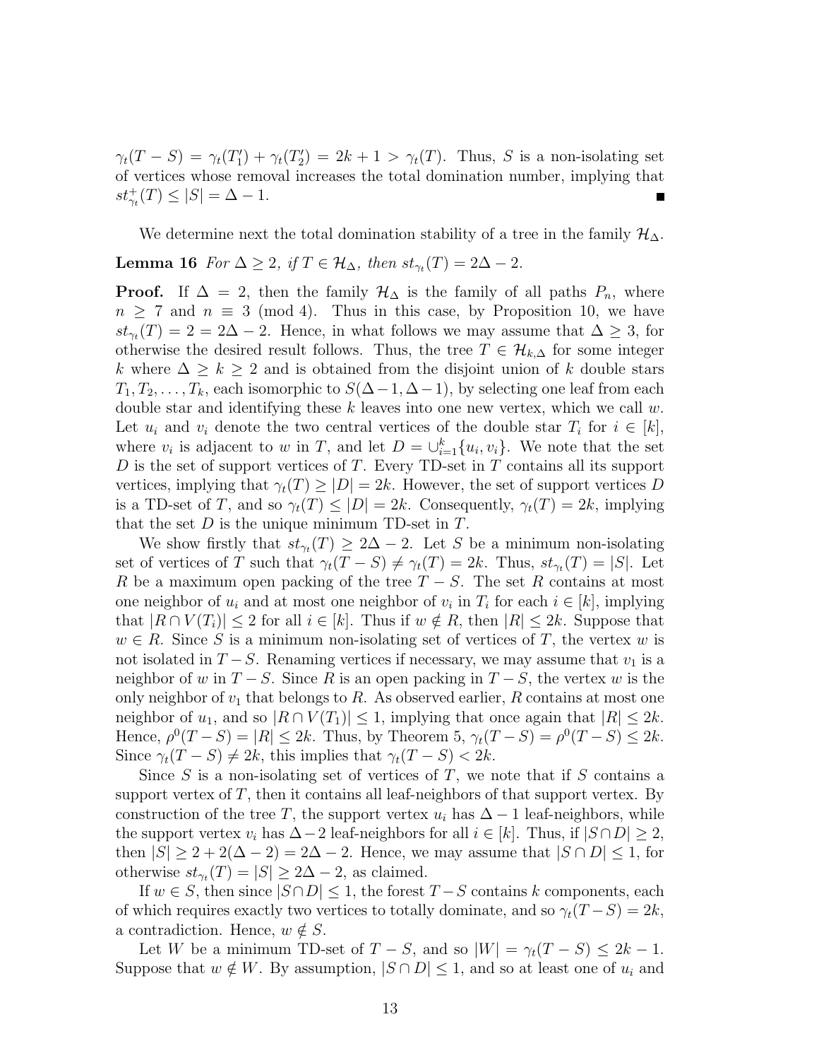$\gamma_t(T-S) = \gamma_t(T_1') + \gamma_t(T_2') = 2k+1 > \gamma_t(T)$. Thus, $S$ is a non-isolating set of vertices whose removal increases the total domination number, implying that $st^+_{\gamma_t}(T) \le |S| = \Delta - 1$. ∎

We determine next the total domination stability of a tree in the family $\mathcal{H}_\Delta$.

**Lemma 16** *For $\Delta \ge 2$, if $T \in \mathcal{H}_\Delta$, then $st_{\gamma_t}(T) = 2\Delta - 2$.*

**Proof.** If $\Delta = 2$, then the family $\mathcal{H}_\Delta$ is the family of all paths $P_n$, where $n \ge 7$ and $n \equiv 3 \pmod 4$. Thus in this case, by Proposition 10, we have $st_{\gamma_t}(T) = 2 = 2\Delta - 2$. Hence, in what follows we may assume that $\Delta \ge 3$, for otherwise the desired result follows. Thus, the tree $T \in \mathcal{H}_{k,\Delta}$ for some integer $k$ where $\Delta \ge k \ge 2$ and is obtained from the disjoint union of $k$ double stars $T_1, T_2, \ldots, T_k$, each isomorphic to $S(\Delta-1, \Delta-1)$, by selecting one leaf from each double star and identifying these $k$ leaves into one new vertex, which we call $w$. Let $u_i$ and $v_i$ denote the two central vertices of the double star $T_i$ for $i \in [k]$, where $v_i$ is adjacent to $w$ in $T$, and let $D = \cup_{i=1}^{k}\{u_i, v_i\}$. We note that the set $D$ is the set of support vertices of $T$. Every TD-set in $T$ contains all its support vertices, implying that $\gamma_t(T) \ge |D| = 2k$. However, the set of support vertices $D$ is a TD-set of $T$, and so $\gamma_t(T) \le |D| = 2k$. Consequently, $\gamma_t(T) = 2k$, implying that the set $D$ is the unique minimum TD-set in $T$.

We show firstly that $st_{\gamma_t}(T) \ge 2\Delta - 2$. Let $S$ be a minimum non-isolating set of vertices of $T$ such that $\gamma_t(T-S) \ne \gamma_t(T) = 2k$. Thus, $st_{\gamma_t}(T) = |S|$. Let $R$ be a maximum open packing of the tree $T - S$. The set $R$ contains at most one neighbor of $u_i$ and at most one neighbor of $v_i$ in $T_i$ for each $i \in [k]$, implying that $|R \cap V(T_i)| \le 2$ for all $i \in [k]$. Thus if $w \notin R$, then $|R| \le 2k$. Suppose that $w \in R$. Since $S$ is a minimum non-isolating set of vertices of $T$, the vertex $w$ is not isolated in $T-S$. Renaming vertices if necessary, we may assume that $v_1$ is a neighbor of $w$ in $T-S$. Since $R$ is an open packing in $T-S$, the vertex $w$ is the only neighbor of $v_1$ that belongs to $R$. As observed earlier, $R$ contains at most one neighbor of $u_1$, and so $|R \cap V(T_1)| \le 1$, implying that once again that $|R| \le 2k$. Hence, $\rho^0(T-S) = |R| \le 2k$. Thus, by Theorem 5, $\gamma_t(T-S) = \rho^0(T-S) \le 2k$. Since $\gamma_t(T-S) \ne 2k$, this implies that $\gamma_t(T-S) < 2k$.

Since $S$ is a non-isolating set of vertices of $T$, we note that if $S$ contains a support vertex of $T$, then it contains all leaf-neighbors of that support vertex. By construction of the tree $T$, the support vertex $u_i$ has $\Delta - 1$ leaf-neighbors, while the support vertex $v_i$ has $\Delta - 2$ leaf-neighbors for all $i \in [k]$. Thus, if $|S \cap D| \ge 2$, then $|S| \ge 2 + 2(\Delta - 2) = 2\Delta - 2$. Hence, we may assume that $|S \cap D| \le 1$, for otherwise $st_{\gamma_t}(T) = |S| \ge 2\Delta - 2$, as claimed.

If $w \in S$, then since $|S \cap D| \le 1$, the forest $T-S$ contains $k$ components, each of which requires exactly two vertices to totally dominate, and so $\gamma_t(T-S) = 2k$, a contradiction. Hence, $w \notin S$.

Let $W$ be a minimum TD-set of $T-S$, and so $|W| = \gamma_t(T-S) \le 2k-1$. Suppose that $w \notin W$. By assumption, $|S \cap D| \le 1$, and so at least one of $u_i$ and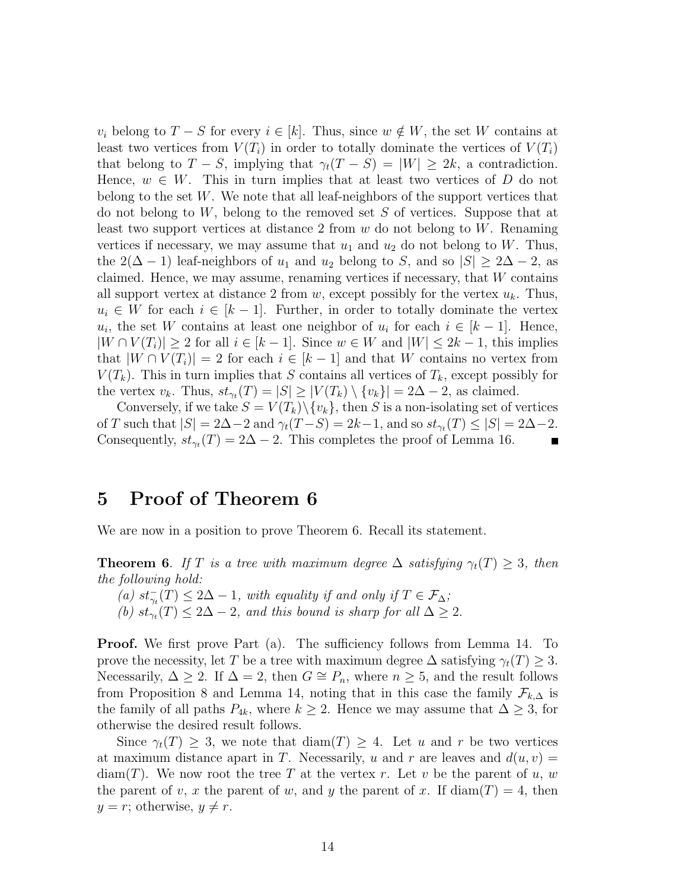$v_i$ belong to $T - S$ for every $i \in [k]$. Thus, since $w \notin W$, the set $W$ contains at least two vertices from $V(T_i)$ in order to totally dominate the vertices of $V(T_i)$ that belong to $T - S$, implying that $\gamma_t(T - S) = |W| \geq 2k$, a contradiction. Hence, $w \in W$. This in turn implies that at least two vertices of $D$ do not belong to the set $W$. We note that all leaf-neighbors of the support vertices that do not belong to $W$, belong to the removed set $S$ of vertices. Suppose that at least two support vertices at distance 2 from $w$ do not belong to $W$. Renaming vertices if necessary, we may assume that $u_1$ and $u_2$ do not belong to $W$. Thus, the $2(\Delta - 1)$ leaf-neighbors of $u_1$ and $u_2$ belong to $S$, and so $|S| \geq 2\Delta - 2$, as claimed. Hence, we may assume, renaming vertices if necessary, that $W$ contains all support vertex at distance 2 from $w$, except possibly for the vertex $u_k$. Thus, $u_i \in W$ for each $i \in [k-1]$. Further, in order to totally dominate the vertex $u_i$, the set $W$ contains at least one neighbor of $u_i$ for each $i \in [k-1]$. Hence, $|W \cap V(T_i)| \geq 2$ for all $i \in [k-1]$. Since $w \in W$ and $|W| \leq 2k - 1$, this implies that $|W \cap V(T_i)| = 2$ for each $i \in [k-1]$ and that $W$ contains no vertex from $V(T_k)$. This in turn implies that $S$ contains all vertices of $T_k$, except possibly for the vertex $v_k$. Thus, $st_{\gamma_t}(T) = |S| \geq |V(T_k) \setminus \{v_k\}| = 2\Delta - 2$, as claimed.

Conversely, if we take $S = V(T_k) \setminus \{v_k\}$, then $S$ is a non-isolating set of vertices of $T$ such that $|S| = 2\Delta - 2$ and $\gamma_t(T - S) = 2k - 1$, and so $st_{\gamma_t}(T) \leq |S| = 2\Delta - 2$. Consequently, $st_{\gamma_t}(T) = 2\Delta - 2$. This completes the proof of Lemma 16. ∎

# 5 Proof of Theorem 6

We are now in a position to prove Theorem 6. Recall its statement.

**Theorem 6**. *If $T$ is a tree with maximum degree $\Delta$ satisfying $\gamma_t(T) \geq 3$, then the following hold:*
*(a) $st^-_{\gamma_t}(T) \leq 2\Delta - 1$, with equality if and only if $T \in \mathcal{F}_\Delta$;*
*(b) $st_{\gamma_t}(T) \leq 2\Delta - 2$, and this bound is sharp for all $\Delta \geq 2$.*

**Proof.** We first prove Part (a). The sufficiency follows from Lemma 14. To prove the necessity, let $T$ be a tree with maximum degree $\Delta$ satisfying $\gamma_t(T) \geq 3$. Necessarily, $\Delta \geq 2$. If $\Delta = 2$, then $G \cong P_n$, where $n \geq 5$, and the result follows from Proposition 8 and Lemma 14, noting that in this case the family $\mathcal{F}_{k,\Delta}$ is the family of all paths $P_{4k}$, where $k \geq 2$. Hence we may assume that $\Delta \geq 3$, for otherwise the desired result follows.

Since $\gamma_t(T) \geq 3$, we note that $\text{diam}(T) \geq 4$. Let $u$ and $r$ be two vertices at maximum distance apart in $T$. Necessarily, $u$ and $r$ are leaves and $d(u, v) = \text{diam}(T)$. We now root the tree $T$ at the vertex $r$. Let $v$ be the parent of $u$, $w$ the parent of $v$, $x$ the parent of $w$, and $y$ the parent of $x$. If $\text{diam}(T) = 4$, then $y = r$; otherwise, $y \neq r$.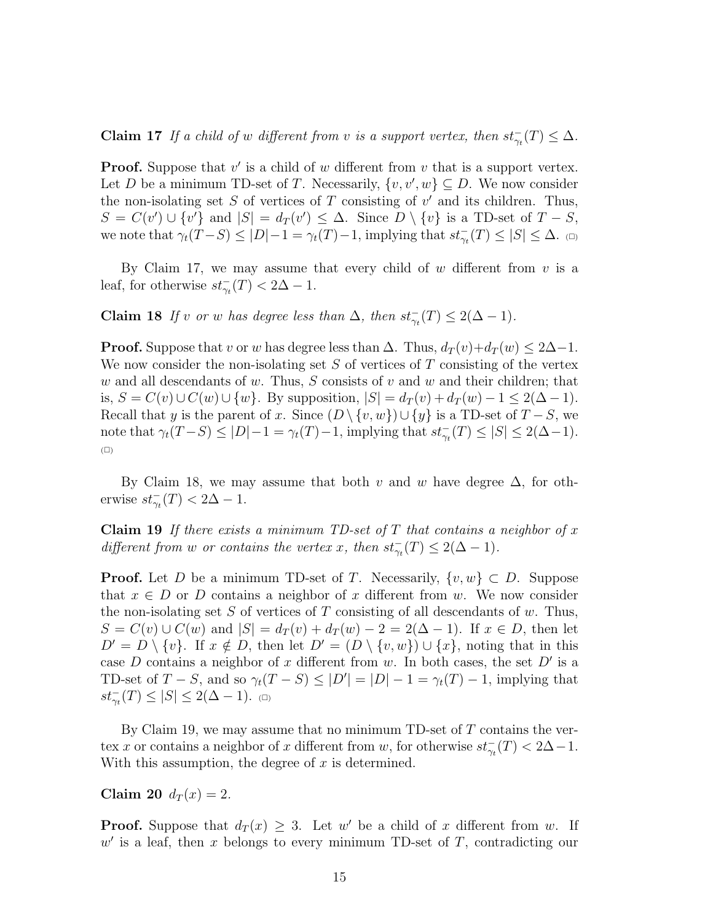**Claim 17** *If a child of $w$ different from $v$ is a support vertex, then $st^-_{\gamma_t}(T) \le \Delta$.*

**Proof.** Suppose that $v'$ is a child of $w$ different from $v$ that is a support vertex. Let $D$ be a minimum TD-set of $T$. Necessarily, $\{v, v', w\} \subseteq D$. We now consider the non-isolating set $S$ of vertices of $T$ consisting of $v'$ and its children. Thus, $S = C(v') \cup \{v'\}$ and $|S| = d_T(v') \le \Delta$. Since $D \setminus \{v\}$ is a TD-set of $T - S$, we note that $\gamma_t(T - S) \le |D| - 1 = \gamma_t(T) - 1$, implying that $st^-_{\gamma_t}(T) \le |S| \le \Delta$. $(\Box)$

By Claim 17, we may assume that every child of $w$ different from $v$ is a leaf, for otherwise $st^-_{\gamma_t}(T) < 2\Delta - 1$.

**Claim 18** *If $v$ or $w$ has degree less than $\Delta$, then $st^-_{\gamma_t}(T) \le 2(\Delta - 1)$.*

**Proof.** Suppose that $v$ or $w$ has degree less than $\Delta$. Thus, $d_T(v) + d_T(w) \le 2\Delta - 1$. We now consider the non-isolating set $S$ of vertices of $T$ consisting of the vertex $w$ and all descendants of $w$. Thus, $S$ consists of $v$ and $w$ and their children; that is, $S = C(v) \cup C(w) \cup \{w\}$. By supposition, $|S| = d_T(v) + d_T(w) - 1 \le 2(\Delta - 1)$. Recall that $y$ is the parent of $x$. Since $(D \setminus \{v, w\}) \cup \{y\}$ is a TD-set of $T - S$, we note that $\gamma_t(T - S) \le |D| - 1 = \gamma_t(T) - 1$, implying that $st^-_{\gamma_t}(T) \le |S| \le 2(\Delta - 1)$. $(\Box)$

By Claim 18, we may assume that both $v$ and $w$ have degree $\Delta$, for otherwise $st^-_{\gamma_t}(T) < 2\Delta - 1$.

**Claim 19** *If there exists a minimum TD-set of $T$ that contains a neighbor of $x$ different from $w$ or contains the vertex $x$, then $st^-_{\gamma_t}(T) \le 2(\Delta - 1)$.*

**Proof.** Let $D$ be a minimum TD-set of $T$. Necessarily, $\{v, w\} \subset D$. Suppose that $x \in D$ or $D$ contains a neighbor of $x$ different from $w$. We now consider the non-isolating set $S$ of vertices of $T$ consisting of all descendants of $w$. Thus, $S = C(v) \cup C(w)$ and $|S| = d_T(v) + d_T(w) - 2 = 2(\Delta - 1)$. If $x \in D$, then let $D' = D \setminus \{v\}$. If $x \notin D$, then let $D' = (D \setminus \{v, w\}) \cup \{x\}$, noting that in this case $D$ contains a neighbor of $x$ different from $w$. In both cases, the set $D'$ is a TD-set of $T - S$, and so $\gamma_t(T - S) \le |D'| = |D| - 1 = \gamma_t(T) - 1$, implying that $st^-_{\gamma_t}(T) \le |S| \le 2(\Delta - 1)$. $(\Box)$

By Claim 19, we may assume that no minimum TD-set of $T$ contains the vertex $x$ or contains a neighbor of $x$ different from $w$, for otherwise $st^-_{\gamma_t}(T) < 2\Delta - 1$. With this assumption, the degree of $x$ is determined.

**Claim 20** $d_T(x) = 2$.

**Proof.** Suppose that $d_T(x) \ge 3$. Let $w'$ be a child of $x$ different from $w$. If $w'$ is a leaf, then $x$ belongs to every minimum TD-set of $T$, contradicting our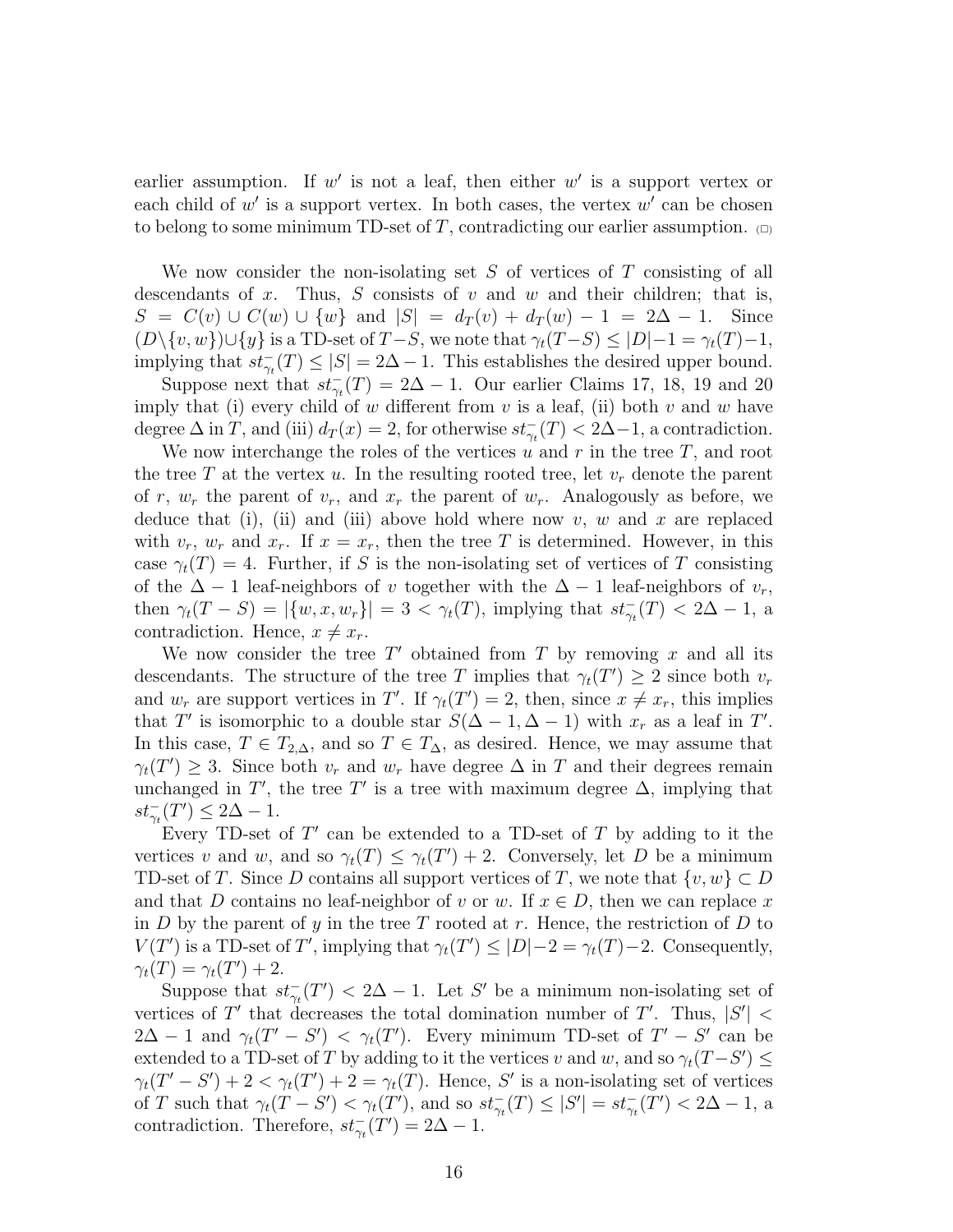earlier assumption. If $w'$ is not a leaf, then either $w'$ is a support vertex or each child of $w'$ is a support vertex. In both cases, the vertex $w'$ can be chosen to belong to some minimum TD-set of $T$, contradicting our earlier assumption. $_{(\Box)}$

We now consider the non-isolating set $S$ of vertices of $T$ consisting of all descendants of $x$. Thus, $S$ consists of $v$ and $w$ and their children; that is, $S = C(v) \cup C(w) \cup \{w\}$ and $|S| = d_T(v) + d_T(w) - 1 = 2\Delta - 1$. Since $(D\backslash\{v,w\})\cup\{y\}$ is a TD-set of $T - S$, we note that $\gamma_t(T-S) \le |D| - 1 = \gamma_t(T) - 1$, implying that $st^-_{\gamma_t}(T) \le |S| = 2\Delta - 1$. This establishes the desired upper bound.

Suppose next that $st^-_{\gamma_t}(T) = 2\Delta - 1$. Our earlier Claims 17, 18, 19 and 20 imply that (i) every child of $w$ different from $v$ is a leaf, (ii) both $v$ and $w$ have degree $\Delta$ in $T$, and (iii) $d_T(x) = 2$, for otherwise $st^-_{\gamma_t}(T) < 2\Delta - 1$, a contradiction.

We now interchange the roles of the vertices $u$ and $r$ in the tree $T$, and root the tree $T$ at the vertex $u$. In the resulting rooted tree, let $v_r$ denote the parent of $r$, $w_r$ the parent of $v_r$, and $x_r$ the parent of $w_r$. Analogously as before, we deduce that (i), (ii) and (iii) above hold where now $v$, $w$ and $x$ are replaced with $v_r$, $w_r$ and $x_r$. If $x = x_r$, then the tree $T$ is determined. However, in this case $\gamma_t(T) = 4$. Further, if $S$ is the non-isolating set of vertices of $T$ consisting of the $\Delta - 1$ leaf-neighbors of $v$ together with the $\Delta - 1$ leaf-neighbors of $v_r$, then $\gamma_t(T - S) = |\{w, x, w_r\}| = 3 < \gamma_t(T)$, implying that $st^-_{\gamma_t}(T) < 2\Delta - 1$, a contradiction. Hence, $x \neq x_r$.

We now consider the tree $T'$ obtained from $T$ by removing $x$ and all its descendants. The structure of the tree $T$ implies that $\gamma_t(T') \ge 2$ since both $v_r$ and $w_r$ are support vertices in $T'$. If $\gamma_t(T') = 2$, then, since $x \neq x_r$, this implies that $T'$ is isomorphic to a double star $S(\Delta - 1, \Delta - 1)$ with $x_r$ as a leaf in $T'$. In this case, $T \in T_{2,\Delta}$, and so $T \in T_\Delta$, as desired. Hence, we may assume that $\gamma_t(T') \ge 3$. Since both $v_r$ and $w_r$ have degree $\Delta$ in $T$ and their degrees remain unchanged in $T'$, the tree $T'$ is a tree with maximum degree $\Delta$, implying that $st^-_{\gamma_t}(T') \le 2\Delta - 1$.

Every TD-set of $T'$ can be extended to a TD-set of $T$ by adding to it the vertices $v$ and $w$, and so $\gamma_t(T) \le \gamma_t(T') + 2$. Conversely, let $D$ be a minimum TD-set of $T$. Since $D$ contains all support vertices of $T$, we note that $\{v, w\} \subset D$ and that $D$ contains no leaf-neighbor of $v$ or $w$. If $x \in D$, then we can replace $x$ in $D$ by the parent of $y$ in the tree $T$ rooted at $r$. Hence, the restriction of $D$ to $V(T')$ is a TD-set of $T'$, implying that $\gamma_t(T') \le |D| - 2 = \gamma_t(T) - 2$. Consequently, $\gamma_t(T) = \gamma_t(T') + 2$.

Suppose that $st^-_{\gamma_t}(T') < 2\Delta - 1$. Let $S'$ be a minimum non-isolating set of vertices of $T'$ that decreases the total domination number of $T'$. Thus, $|S'| < 2\Delta - 1$ and $\gamma_t(T' - S') < \gamma_t(T')$. Every minimum TD-set of $T' - S'$ can be extended to a TD-set of $T$ by adding to it the vertices $v$ and $w$, and so $\gamma_t(T - S') \le \gamma_t(T' - S') + 2 < \gamma_t(T') + 2 = \gamma_t(T)$. Hence, $S'$ is a non-isolating set of vertices of $T$ such that $\gamma_t(T - S') < \gamma_t(T')$, and so $st^-_{\gamma_t}(T) \le |S'| = st^-_{\gamma_t}(T') < 2\Delta - 1$, a contradiction. Therefore, $st^-_{\gamma_t}(T') = 2\Delta - 1$.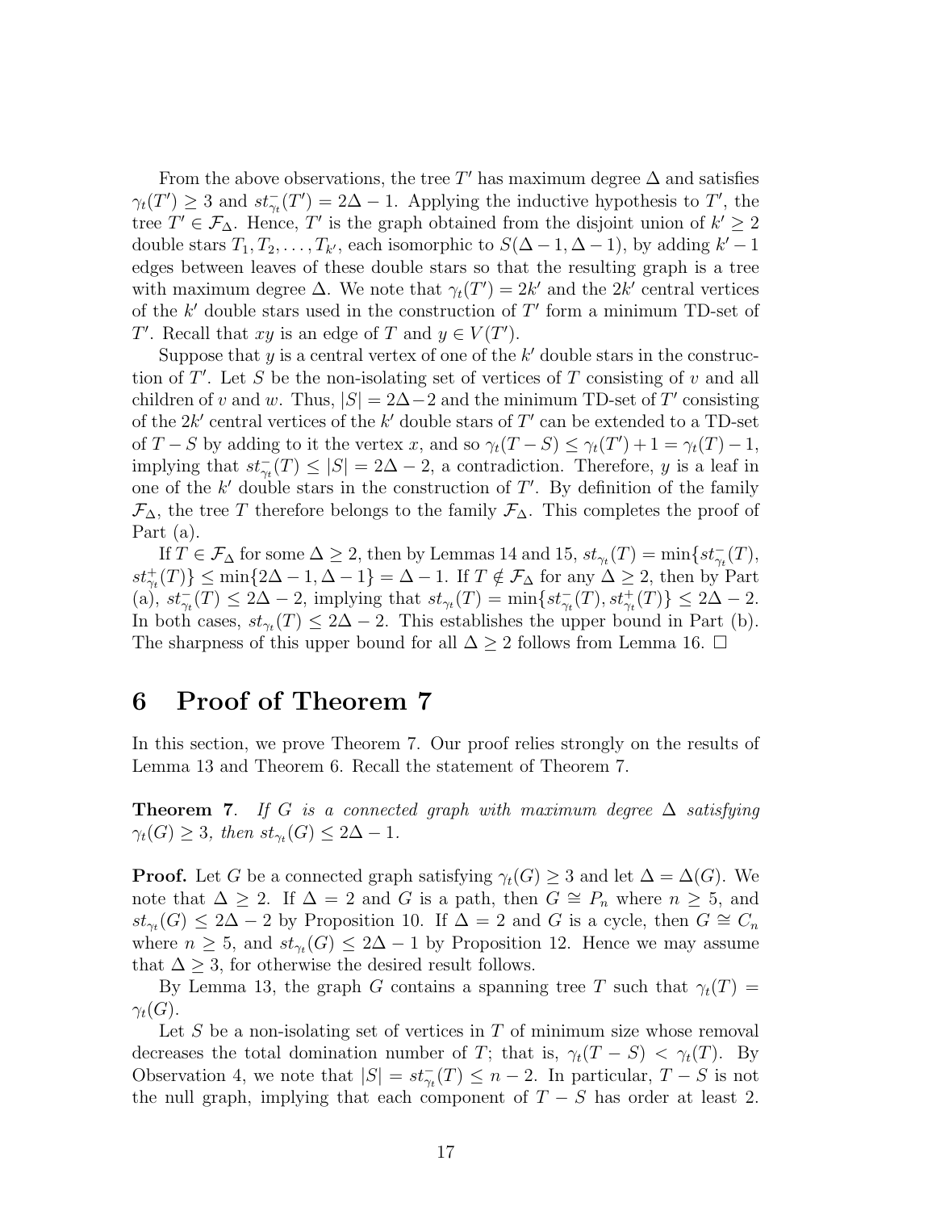From the above observations, the tree $T'$ has maximum degree $\Delta$ and satisfies $\gamma_t(T') \ge 3$ and $st^-_{\gamma_t}(T') = 2\Delta - 1$. Applying the inductive hypothesis to $T'$, the tree $T' \in \mathcal{F}_\Delta$. Hence, $T'$ is the graph obtained from the disjoint union of $k' \ge 2$ double stars $T_1, T_2, \ldots, T_{k'}$, each isomorphic to $S(\Delta - 1, \Delta - 1)$, by adding $k' - 1$ edges between leaves of these double stars so that the resulting graph is a tree with maximum degree $\Delta$. We note that $\gamma_t(T') = 2k'$ and the $2k'$ central vertices of the $k'$ double stars used in the construction of $T'$ form a minimum TD-set of $T'$. Recall that $xy$ is an edge of $T$ and $y \in V(T')$.

Suppose that $y$ is a central vertex of one of the $k'$ double stars in the construction of $T'$. Let $S$ be the non-isolating set of vertices of $T$ consisting of $v$ and all children of $v$ and $w$. Thus, $|S| = 2\Delta - 2$ and the minimum TD-set of $T'$ consisting of the $2k'$ central vertices of the $k'$ double stars of $T'$ can be extended to a TD-set of $T - S$ by adding to it the vertex $x$, and so $\gamma_t(T - S) \le \gamma_t(T') + 1 = \gamma_t(T) - 1$, implying that $st^-_{\gamma_t}(T) \le |S| = 2\Delta - 2$, a contradiction. Therefore, $y$ is a leaf in one of the $k'$ double stars in the construction of $T'$. By definition of the family $\mathcal{F}_\Delta$, the tree $T$ therefore belongs to the family $\mathcal{F}_\Delta$. This completes the proof of Part (a).

If $T \in \mathcal{F}_\Delta$ for some $\Delta \ge 2$, then by Lemmas 14 and 15, $st_{\gamma_t}(T) = \min\{st^-_{\gamma_t}(T), st^+_{\gamma_t}(T)\} \le \min\{2\Delta - 1, \Delta - 1\} = \Delta - 1$. If $T \notin \mathcal{F}_\Delta$ for any $\Delta \ge 2$, then by Part (a), $st^-_{\gamma_t}(T) \le 2\Delta - 2$, implying that $st_{\gamma_t}(T) = \min\{st^-_{\gamma_t}(T), st^+_{\gamma_t}(T)\} \le 2\Delta - 2$. In both cases, $st_{\gamma_t}(T) \le 2\Delta - 2$. This establishes the upper bound in Part (b). The sharpness of this upper bound for all $\Delta \ge 2$ follows from Lemma 16. $\Box$

# 6 Proof of Theorem 7

In this section, we prove Theorem 7. Our proof relies strongly on the results of Lemma 13 and Theorem 6. Recall the statement of Theorem 7.

**Theorem 7**. *If $G$ is a connected graph with maximum degree $\Delta$ satisfying $\gamma_t(G) \ge 3$, then $st_{\gamma_t}(G) \le 2\Delta - 1$.*

**Proof.** Let $G$ be a connected graph satisfying $\gamma_t(G) \ge 3$ and let $\Delta = \Delta(G)$. We note that $\Delta \ge 2$. If $\Delta = 2$ and $G$ is a path, then $G \cong P_n$ where $n \ge 5$, and $st_{\gamma_t}(G) \le 2\Delta - 2$ by Proposition 10. If $\Delta = 2$ and $G$ is a cycle, then $G \cong C_n$ where $n \ge 5$, and $st_{\gamma_t}(G) \le 2\Delta - 1$ by Proposition 12. Hence we may assume that $\Delta \ge 3$, for otherwise the desired result follows.

By Lemma 13, the graph $G$ contains a spanning tree $T$ such that $\gamma_t(T) = \gamma_t(G)$.

Let $S$ be a non-isolating set of vertices in $T$ of minimum size whose removal decreases the total domination number of $T$; that is, $\gamma_t(T - S) < \gamma_t(T)$. By Observation 4, we note that $|S| = st^-_{\gamma_t}(T) \le n - 2$. In particular, $T - S$ is not the null graph, implying that each component of $T - S$ has order at least 2.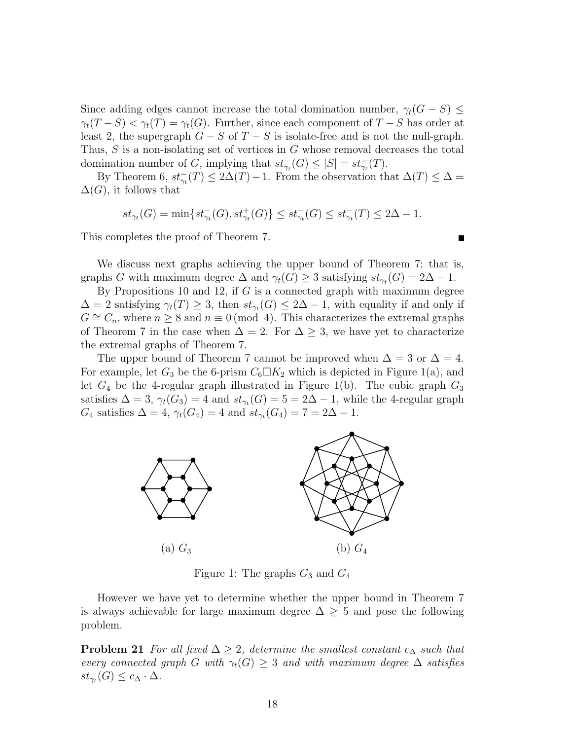Since adding edges cannot increase the total domination number, $\gamma_t(G - S) \leq \gamma_t(T - S) < \gamma_t(T) = \gamma_t(G)$. Further, since each component of $T - S$ has order at least 2, the supergraph $G - S$ of $T - S$ is isolate-free and is not the null-graph. Thus, $S$ is a non-isolating set of vertices in $G$ whose removal decreases the total domination number of $G$, implying that $st^-_{\gamma_t}(G) \leq |S| = st^-_{\gamma_t}(T)$.

By Theorem 6, $st^-_{\gamma_t}(T) \leq 2\Delta(T) - 1$. From the observation that $\Delta(T) \leq \Delta = \Delta(G)$, it follows that

$$st_{\gamma_t}(G) = \min\{st^-_{\gamma_t}(G), st^+_{\gamma_t}(G)\} \leq st^-_{\gamma_t}(G) \leq st^-_{\gamma_t}(T) \leq 2\Delta - 1.$$

This completes the proof of Theorem 7. ■

We discuss next graphs achieving the upper bound of Theorem 7; that is, graphs $G$ with maximum degree $\Delta$ and $\gamma_t(G) \geq 3$ satisfying $st_{\gamma_t}(G) = 2\Delta - 1$.

By Propositions 10 and 12, if $G$ is a connected graph with maximum degree $\Delta = 2$ satisfying $\gamma_t(T) \geq 3$, then $st_{\gamma_t}(G) \leq 2\Delta - 1$, with equality if and only if $G \cong C_n$, where $n \geq 8$ and $n \equiv 0 \pmod 4$. This characterizes the extremal graphs of Theorem 7 in the case when $\Delta = 2$. For $\Delta \geq 3$, we have yet to characterize the extremal graphs of Theorem 7.

The upper bound of Theorem 7 cannot be improved when $\Delta = 3$ or $\Delta = 4$. For example, let $G_3$ be the 6-prism $C_6 \square K_2$ which is depicted in Figure 1(a), and let $G_4$ be the 4-regular graph illustrated in Figure 1(b). The cubic graph $G_3$ satisfies $\Delta = 3$, $\gamma_t(G_3) = 4$ and $st_{\gamma_t}(G) = 5 = 2\Delta - 1$, while the 4-regular graph $G_4$ satisfies $\Delta = 4$, $\gamma_t(G_4) = 4$ and $st_{\gamma_t}(G_4) = 7 = 2\Delta - 1$.

(a) $G_3$ (b) $G_4$

Figure 1: The graphs $G_3$ and $G_4$

However we have yet to determine whether the upper bound in Theorem 7 is always achievable for large maximum degree $\Delta \geq 5$ and pose the following problem.

**Problem 21** *For all fixed $\Delta \geq 2$, determine the smallest constant $c_\Delta$ such that every connected graph $G$ with $\gamma_t(G) \geq 3$ and with maximum degree $\Delta$ satisfies $st_{\gamma_t}(G) \leq c_\Delta \cdot \Delta$.*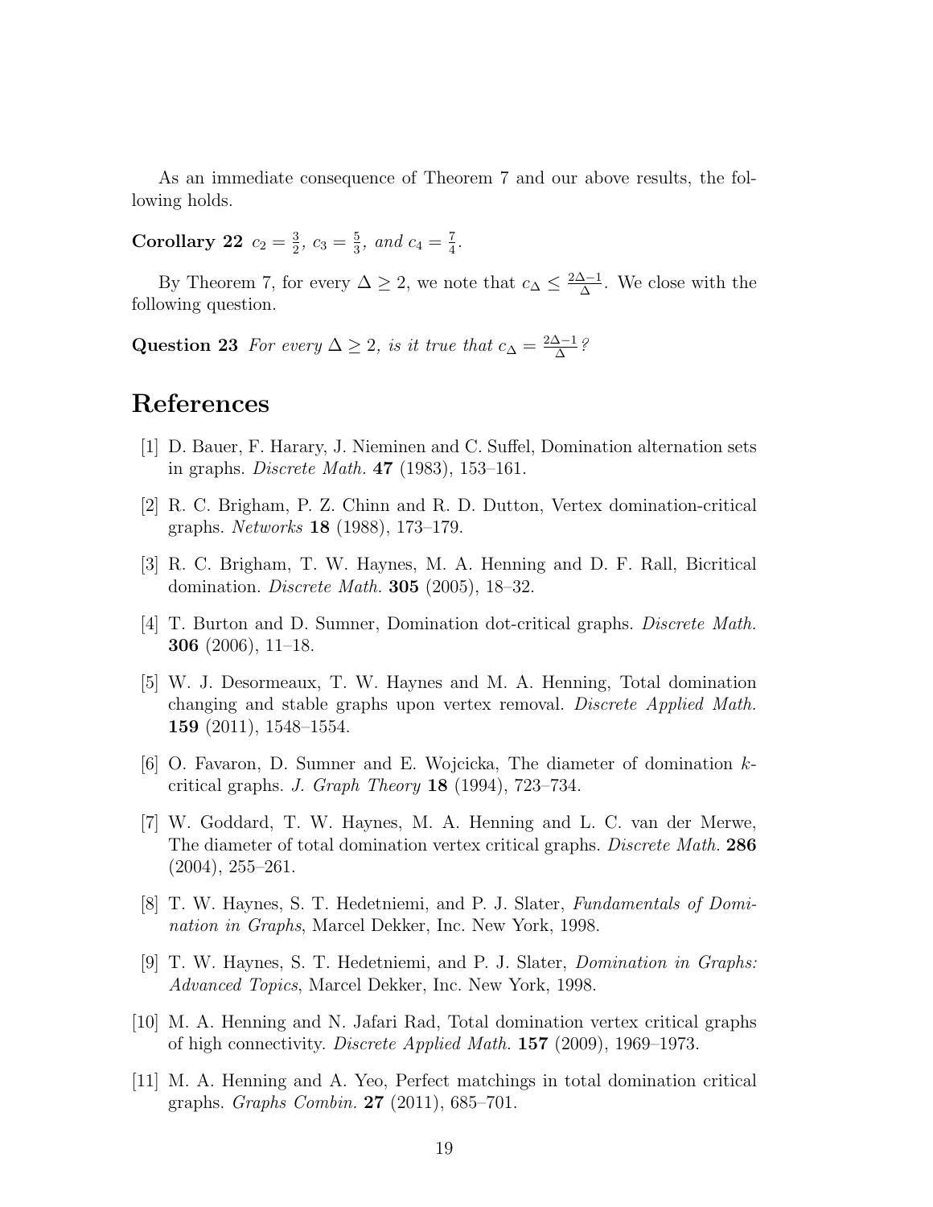As an immediate consequence of Theorem 7 and our above results, the following holds.

**Corollary 22** *$c_2 = \frac{3}{2}$, $c_3 = \frac{5}{3}$, and $c_4 = \frac{7}{4}$.*

By Theorem 7, for every $\Delta \geq 2$, we note that $c_\Delta \leq \frac{2\Delta-1}{\Delta}$. We close with the following question.

**Question 23** *For every $\Delta \geq 2$, is it true that $c_\Delta = \frac{2\Delta-1}{\Delta}$?*

# References

[1] D. Bauer, F. Harary, J. Nieminen and C. Suffel, Domination alternation sets in graphs. *Discrete Math.* **47** (1983), 153–161.

[2] R. C. Brigham, P. Z. Chinn and R. D. Dutton, Vertex domination-critical graphs. *Networks* **18** (1988), 173–179.

[3] R. C. Brigham, T. W. Haynes, M. A. Henning and D. F. Rall, Bicritical domination. *Discrete Math.* **305** (2005), 18–32.

[4] T. Burton and D. Sumner, Domination dot-critical graphs. *Discrete Math.* **306** (2006), 11–18.

[5] W. J. Desormeaux, T. W. Haynes and M. A. Henning, Total domination changing and stable graphs upon vertex removal. *Discrete Applied Math.* **159** (2011), 1548–1554.

[6] O. Favaron, D. Sumner and E. Wojcicka, The diameter of domination $k$-critical graphs. *J. Graph Theory* **18** (1994), 723–734.

[7] W. Goddard, T. W. Haynes, M. A. Henning and L. C. van der Merwe, The diameter of total domination vertex critical graphs. *Discrete Math.* **286** (2004), 255–261.

[8] T. W. Haynes, S. T. Hedetniemi, and P. J. Slater, *Fundamentals of Domination in Graphs*, Marcel Dekker, Inc. New York, 1998.

[9] T. W. Haynes, S. T. Hedetniemi, and P. J. Slater, *Domination in Graphs: Advanced Topics*, Marcel Dekker, Inc. New York, 1998.

[10] M. A. Henning and N. Jafari Rad, Total domination vertex critical graphs of high connectivity. *Discrete Applied Math.* **157** (2009), 1969–1973.

[11] M. A. Henning and A. Yeo, Perfect matchings in total domination critical graphs. *Graphs Combin.* **27** (2011), 685–701.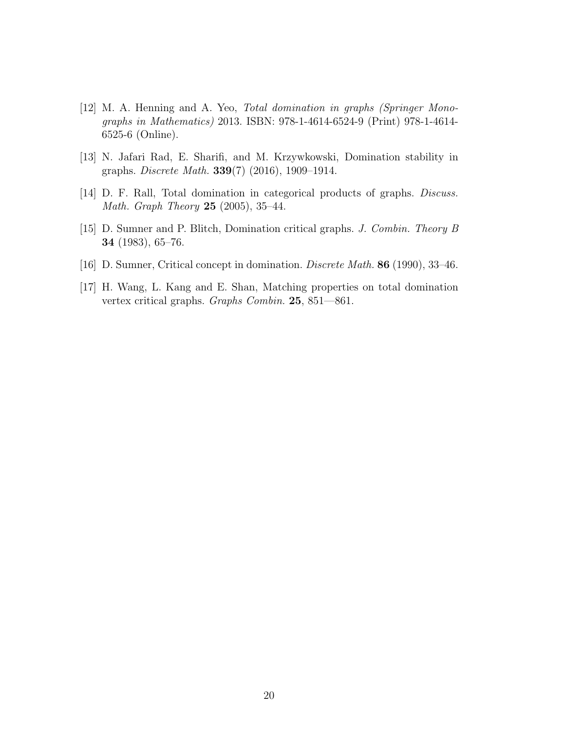[12] M. A. Henning and A. Yeo, *Total domination in graphs (Springer Monographs in Mathematics)* 2013. ISBN: 978-1-4614-6524-9 (Print) 978-1-4614-6525-6 (Online).

[13] N. Jafari Rad, E. Sharifi, and M. Krzywkowski, Domination stability in graphs. *Discrete Math.* **339**(7) (2016), 1909–1914.

[14] D. F. Rall, Total domination in categorical products of graphs. *Discuss. Math. Graph Theory* **25** (2005), 35–44.

[15] D. Sumner and P. Blitch, Domination critical graphs. *J. Combin. Theory B* **34** (1983), 65–76.

[16] D. Sumner, Critical concept in domination. *Discrete Math.* **86** (1990), 33–46.

[17] H. Wang, L. Kang and E. Shan, Matching properties on total domination vertex critical graphs. *Graphs Combin.* **25**, 851—861.